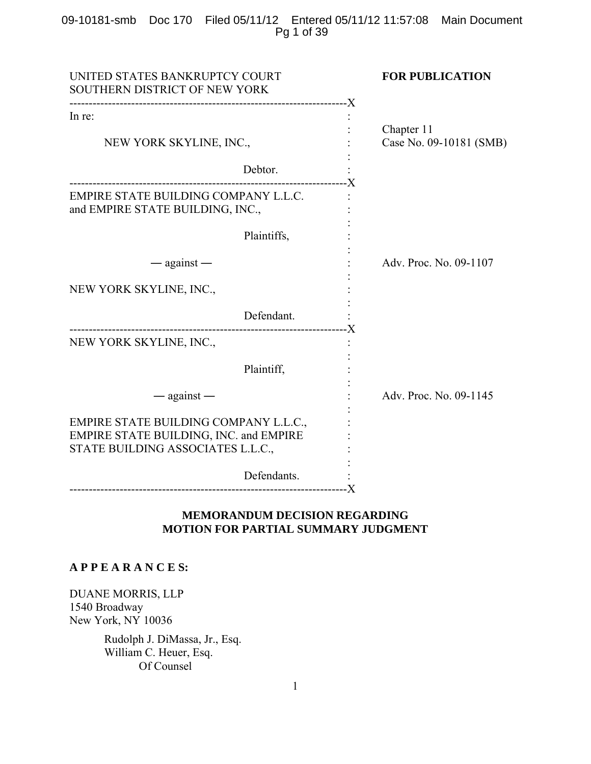UNITED STATES BANKRUPTCY COURT
SOUTHERN DISTRICT OF NEW YORK

**FOR PUBLICATION**

| | |
|---|---|
| In re: | |
| NEW YORK SKYLINE, INC., Debtor. | Chapter 11 Case No. 09-10181 (SMB) |
| EMPIRE STATE BUILDING COMPANY L.L.C. and EMPIRE STATE BUILDING, INC., Plaintiffs, — against — NEW YORK SKYLINE, INC., Defendant. | Adv. Proc. No. 09-1107 |
| NEW YORK SKYLINE, INC., Plaintiff, — against — EMPIRE STATE BUILDING COMPANY L.L.C., EMPIRE STATE BUILDING, INC. and EMPIRE STATE BUILDING ASSOCIATES L.L.C., Defendants. | Adv. Proc. No. 09-1145 |

## MEMORANDUM DECISION REGARDING MOTION FOR PARTIAL SUMMARY JUDGMENT

**A P P E A R A N C E S:**

DUANE MORRIS, LLP
1540 Broadway
New York, NY 10036

Rudolph J. DiMassa, Jr., Esq.
William C. Heuer, Esq.
Of Counsel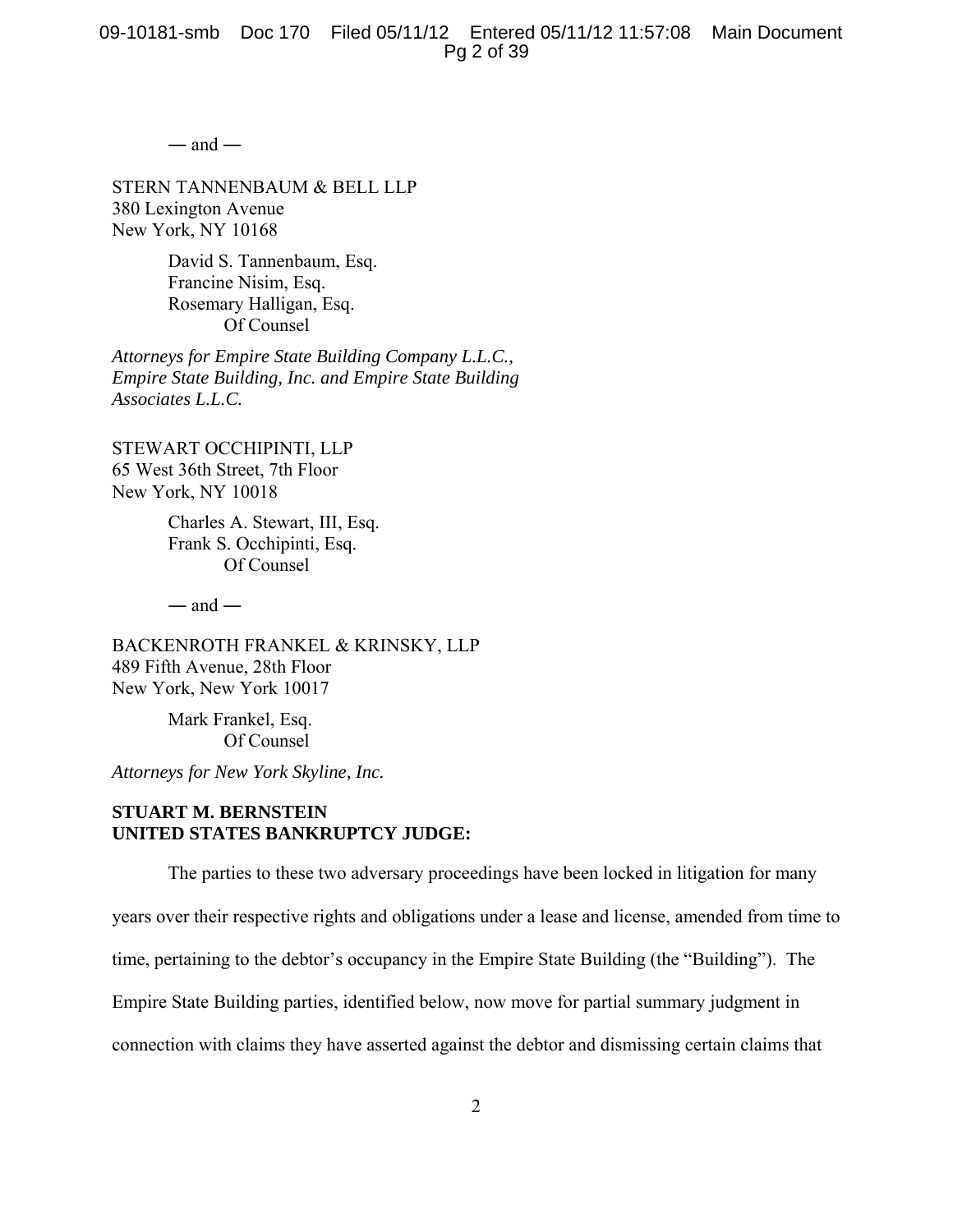— and —

STERN TANNENBAUM & BELL LLP
380 Lexington Avenue
New York, NY 10168

David S. Tannenbaum, Esq.
Francine Nisim, Esq.
Rosemary Halligan, Esq.
Of Counsel

*Attorneys for Empire State Building Company L.L.C., Empire State Building, Inc. and Empire State Building Associates L.L.C.*

STEWART OCCHIPINTI, LLP
65 West 36th Street, 7th Floor
New York, NY 10018

Charles A. Stewart, III, Esq.
Frank S. Occhipinti, Esq.
Of Counsel

— and —

BACKENROTH FRANKEL & KRINSKY, LLP
489 Fifth Avenue, 28th Floor
New York, New York 10017

Mark Frankel, Esq.
Of Counsel

*Attorneys for New York Skyline, Inc.*

**STUART M. BERNSTEIN**
**UNITED STATES BANKRUPTCY JUDGE:**

The parties to these two adversary proceedings have been locked in litigation for many years over their respective rights and obligations under a lease and license, amended from time to time, pertaining to the debtor's occupancy in the Empire State Building (the "Building"). The Empire State Building parties, identified below, now move for partial summary judgment in connection with claims they have asserted against the debtor and dismissing certain claims that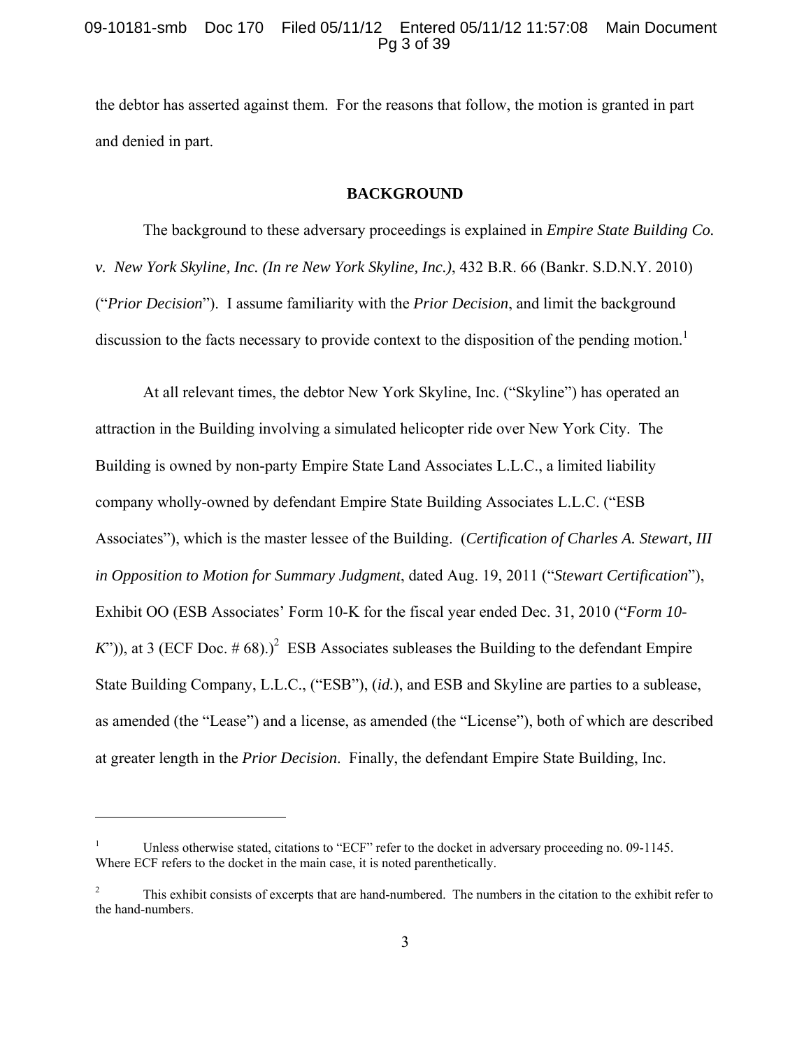the debtor has asserted against them. For the reasons that follow, the motion is granted in part and denied in part.

**BACKGROUND**

The background to these adversary proceedings is explained in *Empire State Building Co. v. New York Skyline, Inc. (In re New York Skyline, Inc.)*, 432 B.R. 66 (Bankr. S.D.N.Y. 2010) ("*Prior Decision*"). I assume familiarity with the *Prior Decision*, and limit the background discussion to the facts necessary to provide context to the disposition of the pending motion.[1]

At all relevant times, the debtor New York Skyline, Inc. ("Skyline") has operated an attraction in the Building involving a simulated helicopter ride over New York City. The Building is owned by non-party Empire State Land Associates L.L.C., a limited liability company wholly-owned by defendant Empire State Building Associates L.L.C. ("ESB Associates"), which is the master lessee of the Building. (*Certification of Charles A. Stewart, III in Opposition to Motion for Summary Judgment*, dated Aug. 19, 2011 ("*Stewart Certification*"), Exhibit OO (ESB Associates' Form 10-K for the fiscal year ended Dec. 31, 2010 ("*Form 10-K*")), at 3 (ECF Doc. # 68).)[2] ESB Associates subleases the Building to the defendant Empire State Building Company, L.L.C., ("ESB"), (*id.*), and ESB and Skyline are parties to a sublease, as amended (the "Lease") and a license, as amended (the "License"), both of which are described at greater length in the *Prior Decision*. Finally, the defendant Empire State Building, Inc.

---

[1] Unless otherwise stated, citations to "ECF" refer to the docket in adversary proceeding no. 09-1145. Where ECF refers to the docket in the main case, it is noted parenthetically.

[2] This exhibit consists of excerpts that are hand-numbered. The numbers in the citation to the exhibit refer to the hand-numbers.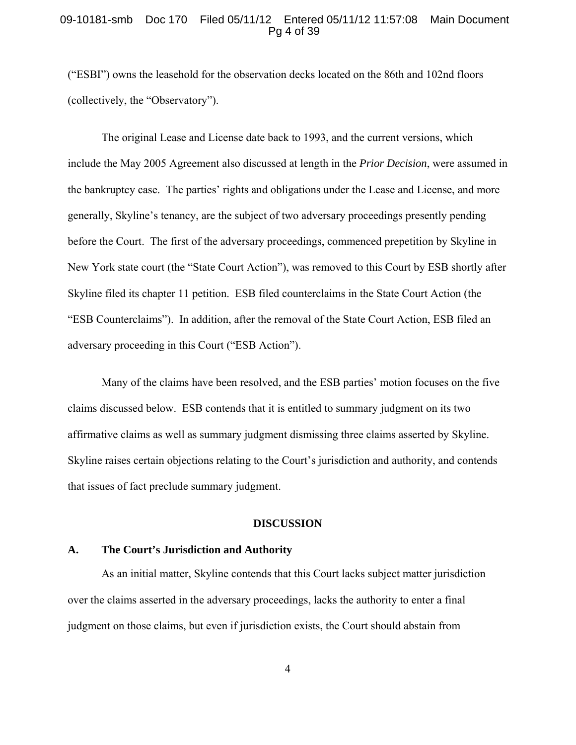("ESBI") owns the leasehold for the observation decks located on the 86th and 102nd floors (collectively, the "Observatory").

The original Lease and License date back to 1993, and the current versions, which include the May 2005 Agreement also discussed at length in the *Prior Decision*, were assumed in the bankruptcy case. The parties' rights and obligations under the Lease and License, and more generally, Skyline's tenancy, are the subject of two adversary proceedings presently pending before the Court. The first of the adversary proceedings, commenced prepetition by Skyline in New York state court (the "State Court Action"), was removed to this Court by ESB shortly after Skyline filed its chapter 11 petition. ESB filed counterclaims in the State Court Action (the "ESB Counterclaims"). In addition, after the removal of the State Court Action, ESB filed an adversary proceeding in this Court ("ESB Action").

Many of the claims have been resolved, and the ESB parties' motion focuses on the five claims discussed below. ESB contends that it is entitled to summary judgment on its two affirmative claims as well as summary judgment dismissing three claims asserted by Skyline. Skyline raises certain objections relating to the Court's jurisdiction and authority, and contends that issues of fact preclude summary judgment.

## DISCUSSION

### A. The Court's Jurisdiction and Authority

As an initial matter, Skyline contends that this Court lacks subject matter jurisdiction over the claims asserted in the adversary proceedings, lacks the authority to enter a final judgment on those claims, but even if jurisdiction exists, the Court should abstain from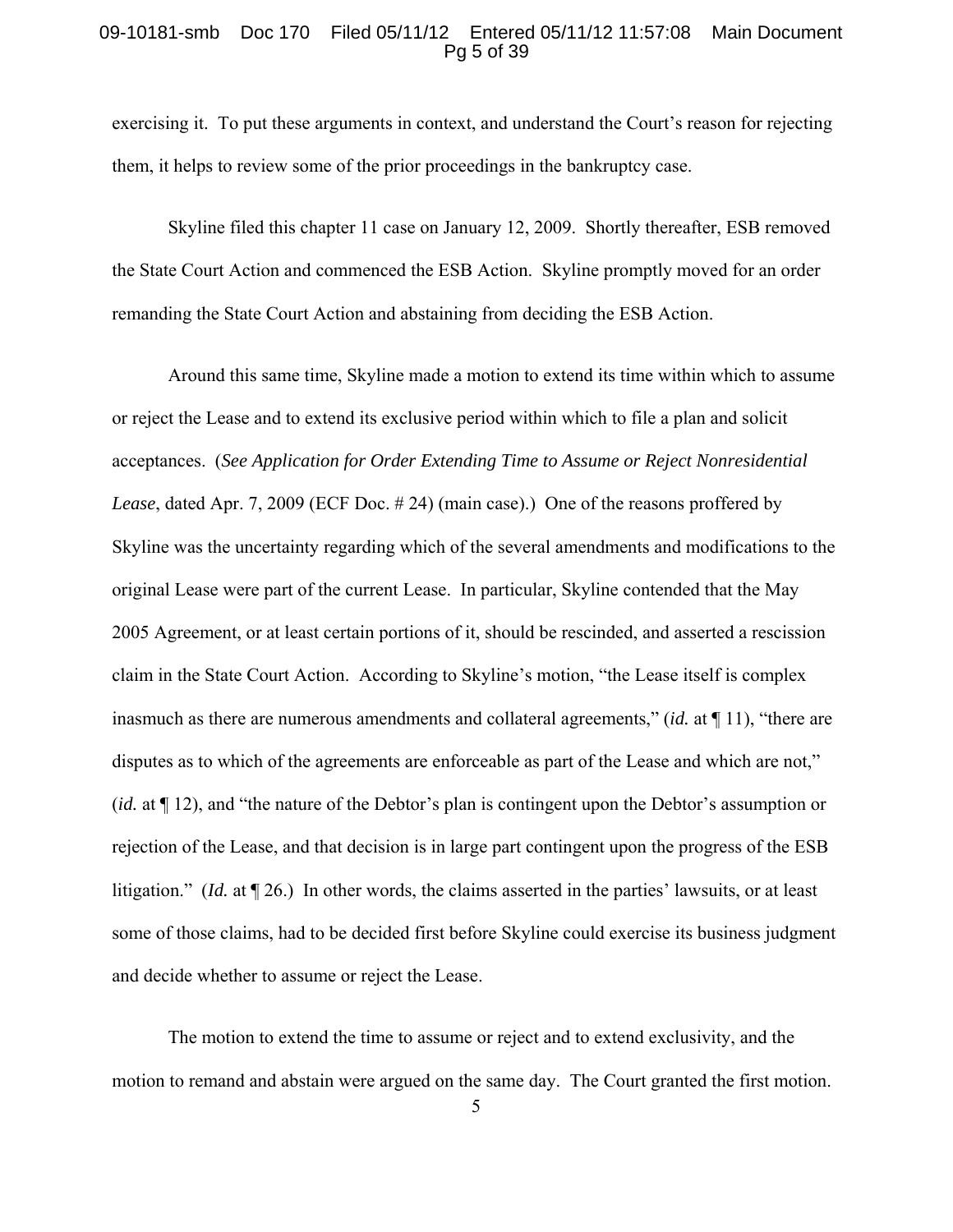exercising it. To put these arguments in context, and understand the Court's reason for rejecting them, it helps to review some of the prior proceedings in the bankruptcy case.

Skyline filed this chapter 11 case on January 12, 2009. Shortly thereafter, ESB removed the State Court Action and commenced the ESB Action. Skyline promptly moved for an order remanding the State Court Action and abstaining from deciding the ESB Action.

Around this same time, Skyline made a motion to extend its time within which to assume or reject the Lease and to extend its exclusive period within which to file a plan and solicit acceptances. (*See Application for Order Extending Time to Assume or Reject Nonresidential Lease*, dated Apr. 7, 2009 (ECF Doc. # 24) (main case).) One of the reasons proffered by Skyline was the uncertainty regarding which of the several amendments and modifications to the original Lease were part of the current Lease. In particular, Skyline contended that the May 2005 Agreement, or at least certain portions of it, should be rescinded, and asserted a rescission claim in the State Court Action. According to Skyline's motion, "the Lease itself is complex inasmuch as there are numerous amendments and collateral agreements," (*id.* at ¶ 11), "there are disputes as to which of the agreements are enforceable as part of the Lease and which are not," (*id.* at ¶ 12), and "the nature of the Debtor's plan is contingent upon the Debtor's assumption or rejection of the Lease, and that decision is in large part contingent upon the progress of the ESB litigation." (*Id.* at ¶ 26.) In other words, the claims asserted in the parties' lawsuits, or at least some of those claims, had to be decided first before Skyline could exercise its business judgment and decide whether to assume or reject the Lease.

The motion to extend the time to assume or reject and to extend exclusivity, and the motion to remand and abstain were argued on the same day. The Court granted the first motion.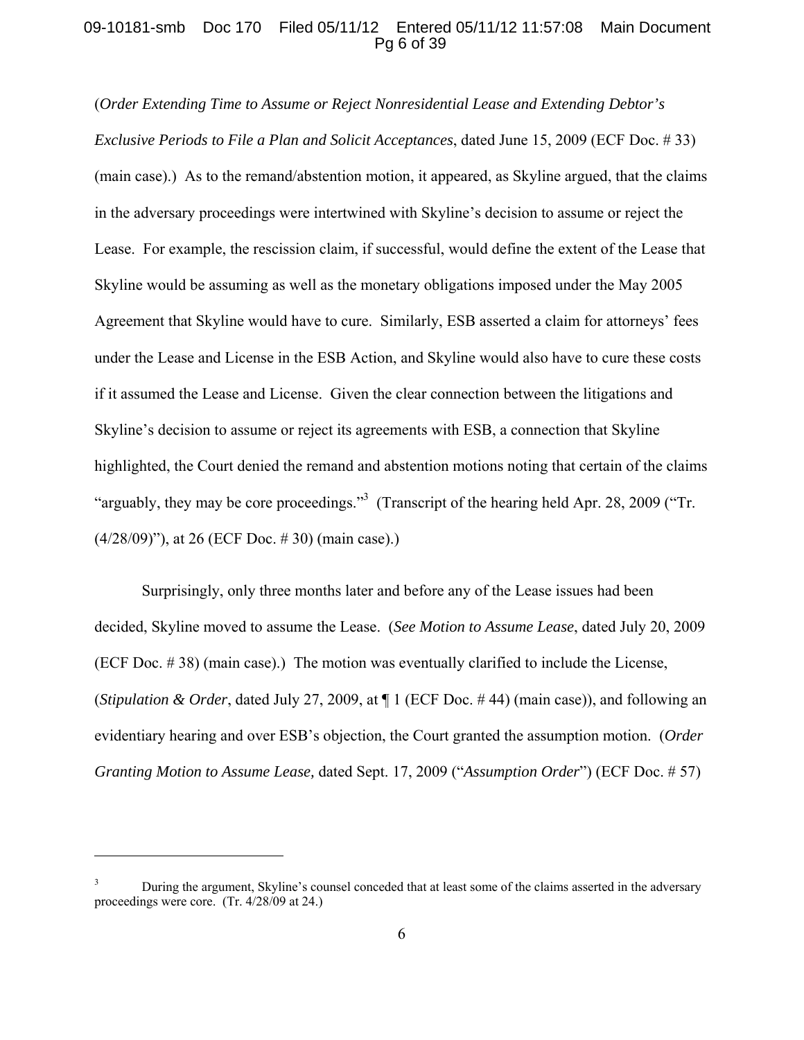(*Order Extending Time to Assume or Reject Nonresidential Lease and Extending Debtor's Exclusive Periods to File a Plan and Solicit Acceptances*, dated June 15, 2009 (ECF Doc. # 33) (main case).) As to the remand/abstention motion, it appeared, as Skyline argued, that the claims in the adversary proceedings were intertwined with Skyline's decision to assume or reject the Lease. For example, the rescission claim, if successful, would define the extent of the Lease that Skyline would be assuming as well as the monetary obligations imposed under the May 2005 Agreement that Skyline would have to cure. Similarly, ESB asserted a claim for attorneys' fees under the Lease and License in the ESB Action, and Skyline would also have to cure these costs if it assumed the Lease and License. Given the clear connection between the litigations and Skyline's decision to assume or reject its agreements with ESB, a connection that Skyline highlighted, the Court denied the remand and abstention motions noting that certain of the claims "arguably, they may be core proceedings."[3] (Transcript of the hearing held Apr. 28, 2009 ("Tr. (4/28/09)"), at 26 (ECF Doc. # 30) (main case).)

Surprisingly, only three months later and before any of the Lease issues had been decided, Skyline moved to assume the Lease. (*See Motion to Assume Lease*, dated July 20, 2009 (ECF Doc. # 38) (main case).) The motion was eventually clarified to include the License, (*Stipulation & Order*, dated July 27, 2009, at ¶ 1 (ECF Doc. # 44) (main case)), and following an evidentiary hearing and over ESB's objection, the Court granted the assumption motion. (*Order Granting Motion to Assume Lease,* dated Sept. 17, 2009 ("*Assumption Order*") (ECF Doc. # 57)

---

[3] During the argument, Skyline's counsel conceded that at least some of the claims asserted in the adversary proceedings were core. (Tr. 4/28/09 at 24.)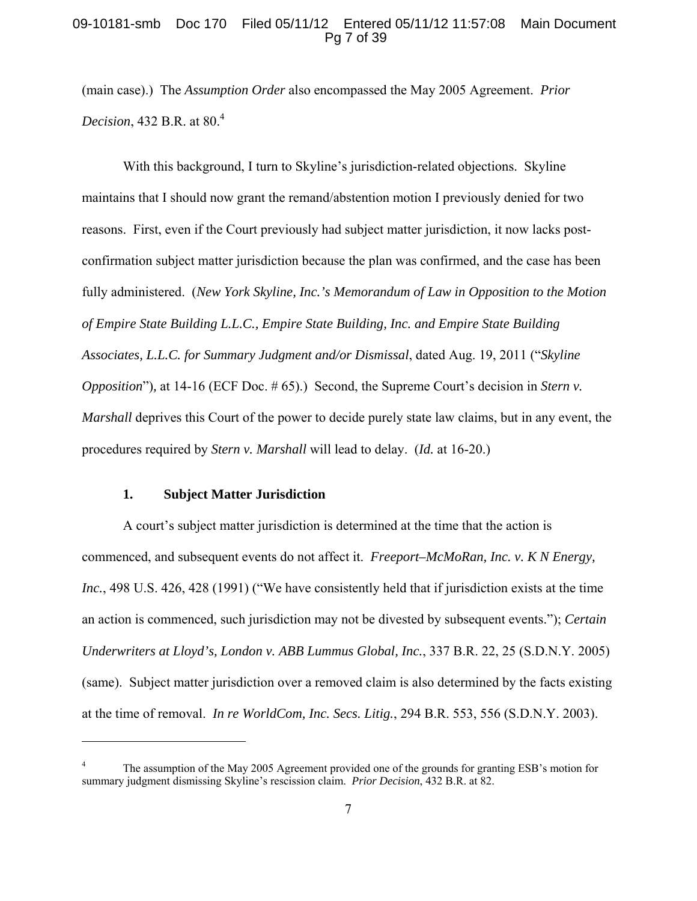(main case).) The *Assumption Order* also encompassed the May 2005 Agreement. *Prior Decision*, 432 B.R. at 80.[4]

With this background, I turn to Skyline's jurisdiction-related objections. Skyline maintains that I should now grant the remand/abstention motion I previously denied for two reasons. First, even if the Court previously had subject matter jurisdiction, it now lacks post-confirmation subject matter jurisdiction because the plan was confirmed, and the case has been fully administered. (*New York Skyline, Inc.'s Memorandum of Law in Opposition to the Motion of Empire State Building L.L.C., Empire State Building, Inc. and Empire State Building Associates, L.L.C. for Summary Judgment and/or Dismissal*, dated Aug. 19, 2011 ("*Skyline Opposition*"), at 14-16 (ECF Doc. # 65).) Second, the Supreme Court's decision in *Stern v. Marshall* deprives this Court of the power to decide purely state law claims, but in any event, the procedures required by *Stern v. Marshall* will lead to delay. (*Id.* at 16-20.)

### 1. Subject Matter Jurisdiction

A court's subject matter jurisdiction is determined at the time that the action is commenced, and subsequent events do not affect it. *Freeport–McMoRan, Inc. v. K N Energy, Inc.*, 498 U.S. 426, 428 (1991) ("We have consistently held that if jurisdiction exists at the time an action is commenced, such jurisdiction may not be divested by subsequent events."); *Certain Underwriters at Lloyd's, London v. ABB Lummus Global, Inc.*, 337 B.R. 22, 25 (S.D.N.Y. 2005) (same). Subject matter jurisdiction over a removed claim is also determined by the facts existing at the time of removal. *In re WorldCom, Inc. Secs. Litig.*, 294 B.R. 553, 556 (S.D.N.Y. 2003).

---

[4] The assumption of the May 2005 Agreement provided one of the grounds for granting ESB's motion for summary judgment dismissing Skyline's rescission claim. *Prior Decision*, 432 B.R. at 82.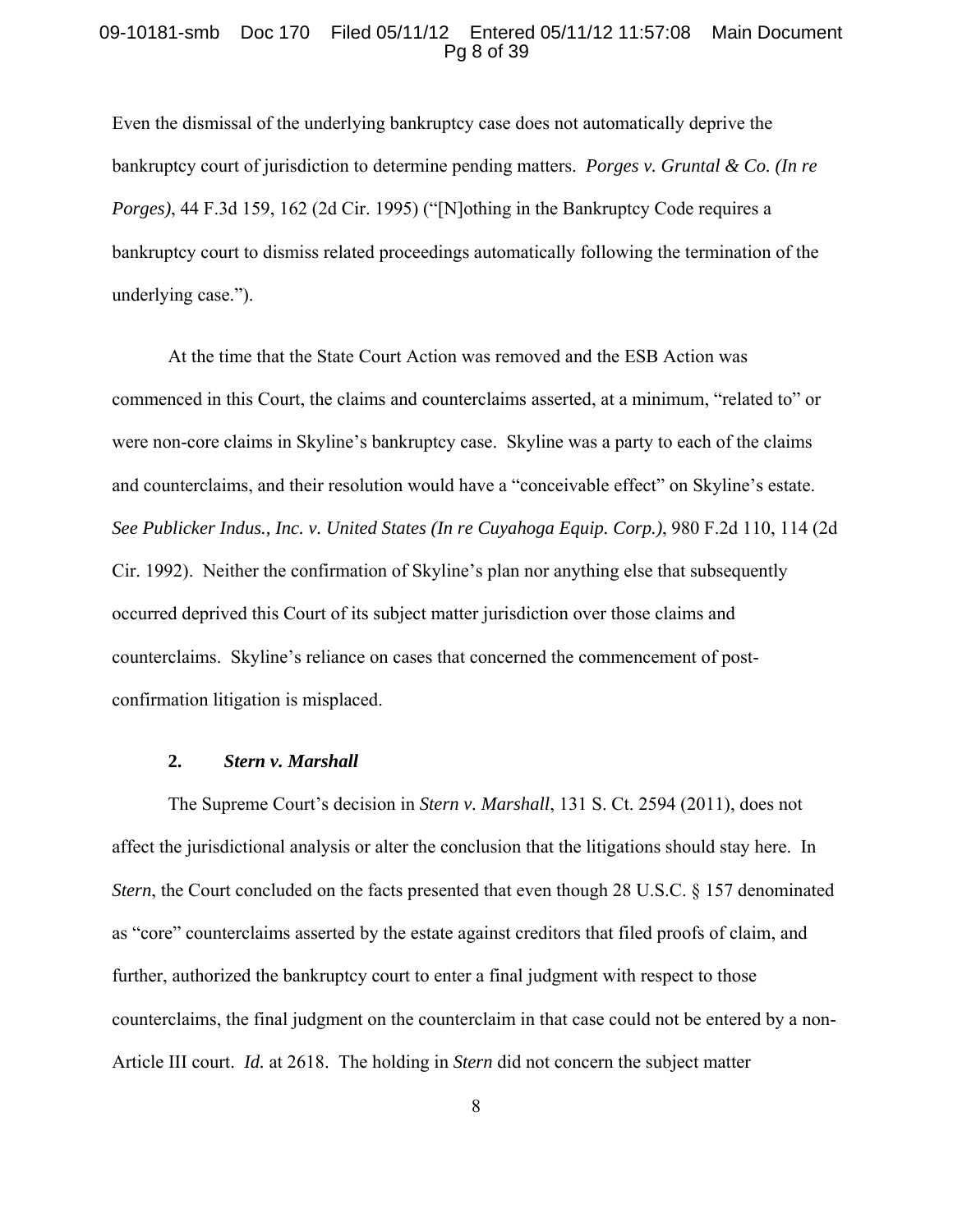Even the dismissal of the underlying bankruptcy case does not automatically deprive the bankruptcy court of jurisdiction to determine pending matters. *Porges v. Gruntal & Co. (In re Porges)*, 44 F.3d 159, 162 (2d Cir. 1995) ("[N]othing in the Bankruptcy Code requires a bankruptcy court to dismiss related proceedings automatically following the termination of the underlying case.").

At the time that the State Court Action was removed and the ESB Action was commenced in this Court, the claims and counterclaims asserted, at a minimum, "related to" or were non-core claims in Skyline's bankruptcy case. Skyline was a party to each of the claims and counterclaims, and their resolution would have a "conceivable effect" on Skyline's estate. *See Publicker Indus., Inc. v. United States (In re Cuyahoga Equip. Corp.)*, 980 F.2d 110, 114 (2d Cir. 1992). Neither the confirmation of Skyline's plan nor anything else that subsequently occurred deprived this Court of its subject matter jurisdiction over those claims and counterclaims. Skyline's reliance on cases that concerned the commencement of post-confirmation litigation is misplaced.

**2. *Stern v. Marshall***

The Supreme Court's decision in *Stern v. Marshall*, 131 S. Ct. 2594 (2011), does not affect the jurisdictional analysis or alter the conclusion that the litigations should stay here. In *Stern*, the Court concluded on the facts presented that even though 28 U.S.C. § 157 denominated as "core" counterclaims asserted by the estate against creditors that filed proofs of claim, and further, authorized the bankruptcy court to enter a final judgment with respect to those counterclaims, the final judgment on the counterclaim in that case could not be entered by a non-Article III court. *Id.* at 2618. The holding in *Stern* did not concern the subject matter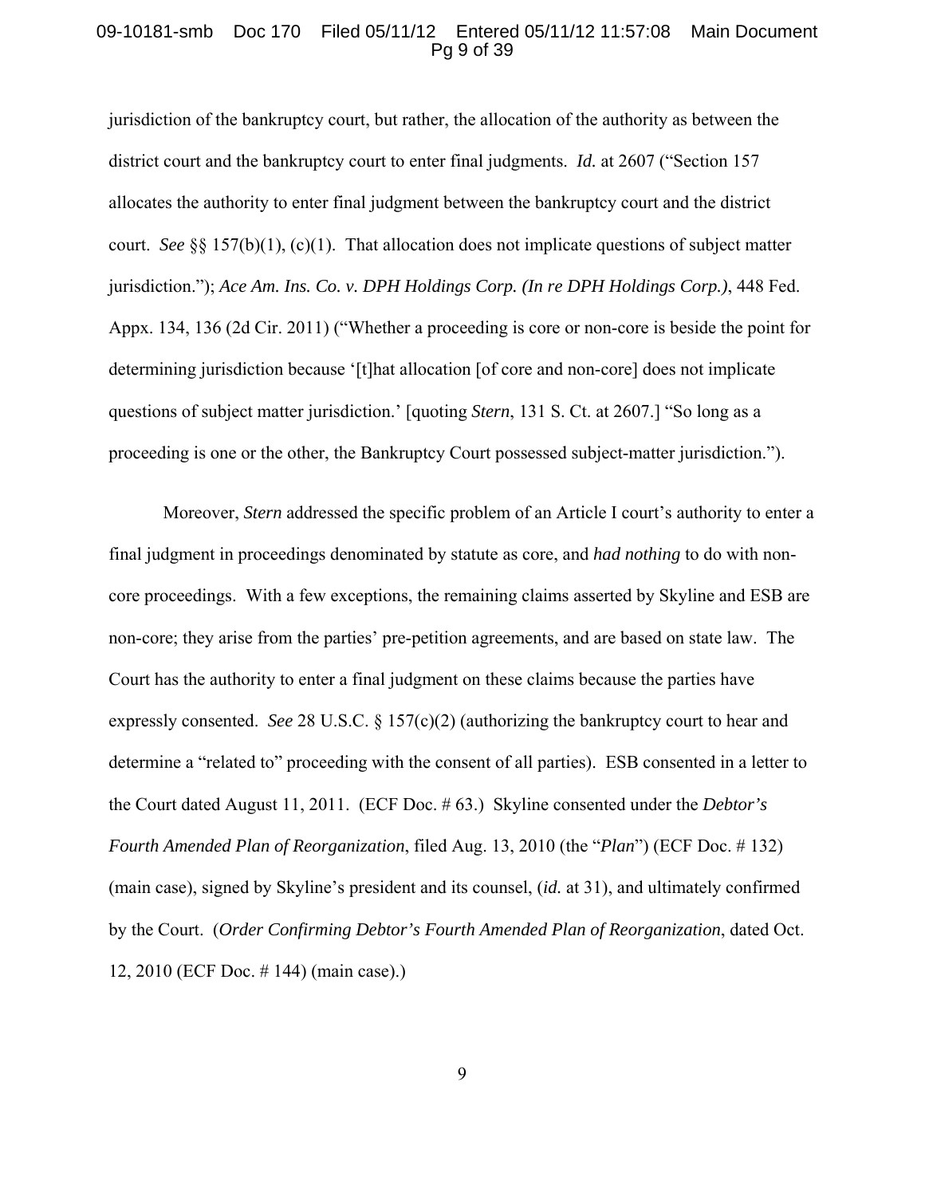jurisdiction of the bankruptcy court, but rather, the allocation of the authority as between the district court and the bankruptcy court to enter final judgments. *Id.* at 2607 ("Section 157 allocates the authority to enter final judgment between the bankruptcy court and the district court. *See* §§ 157(b)(1), (c)(1). That allocation does not implicate questions of subject matter jurisdiction."); *Ace Am. Ins. Co. v. DPH Holdings Corp. (In re DPH Holdings Corp.)*, 448 Fed. Appx. 134, 136 (2d Cir. 2011) ("Whether a proceeding is core or non-core is beside the point for determining jurisdiction because '[t]hat allocation [of core and non-core] does not implicate questions of subject matter jurisdiction.' [quoting *Stern*, 131 S. Ct. at 2607.] "So long as a proceeding is one or the other, the Bankruptcy Court possessed subject-matter jurisdiction.").

Moreover, *Stern* addressed the specific problem of an Article I court's authority to enter a final judgment in proceedings denominated by statute as core, and *had nothing* to do with non-core proceedings. With a few exceptions, the remaining claims asserted by Skyline and ESB are non-core; they arise from the parties' pre-petition agreements, and are based on state law. The Court has the authority to enter a final judgment on these claims because the parties have expressly consented. *See* 28 U.S.C. § 157(c)(2) (authorizing the bankruptcy court to hear and determine a "related to" proceeding with the consent of all parties). ESB consented in a letter to the Court dated August 11, 2011. (ECF Doc. # 63.) Skyline consented under the *Debtor's Fourth Amended Plan of Reorganization*, filed Aug. 13, 2010 (the "*Plan*") (ECF Doc. # 132) (main case), signed by Skyline's president and its counsel, (*id.* at 31), and ultimately confirmed by the Court. (*Order Confirming Debtor's Fourth Amended Plan of Reorganization*, dated Oct. 12, 2010 (ECF Doc. # 144) (main case).)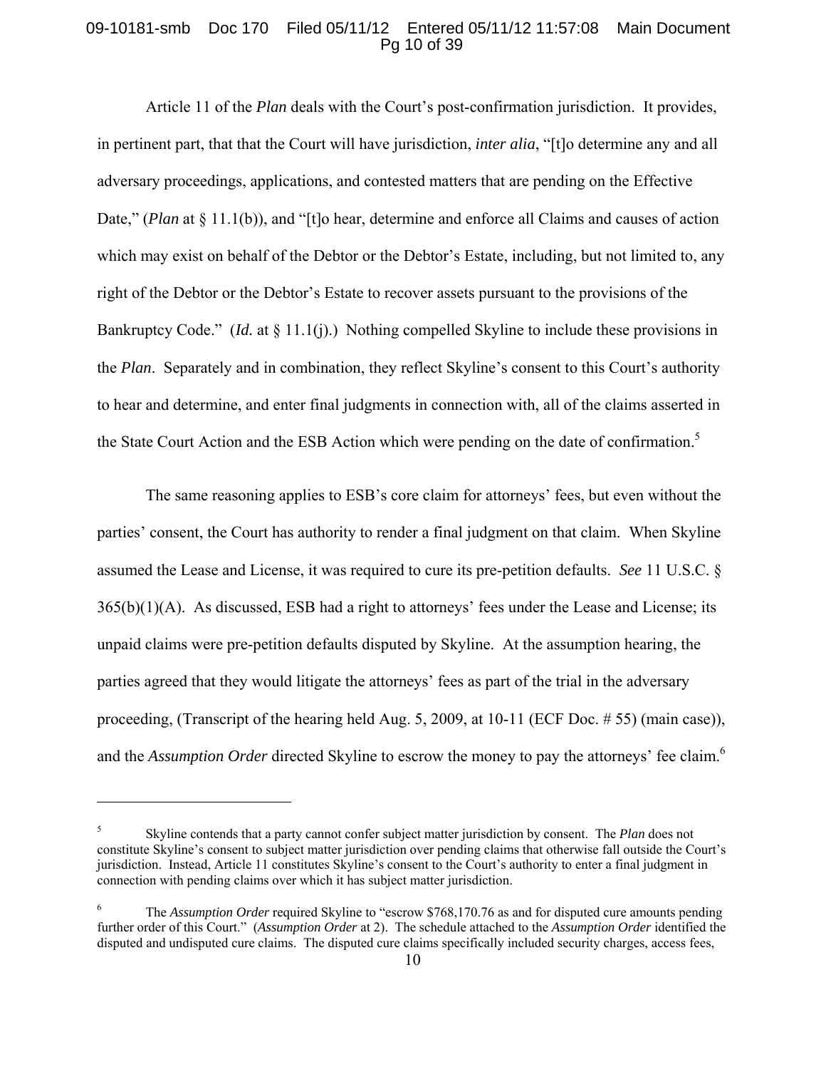Article 11 of the *Plan* deals with the Court's post-confirmation jurisdiction. It provides, in pertinent part, that that the Court will have jurisdiction, *inter alia*, "[t]o determine any and all adversary proceedings, applications, and contested matters that are pending on the Effective Date," (*Plan* at § 11.1(b)), and "[t]o hear, determine and enforce all Claims and causes of action which may exist on behalf of the Debtor or the Debtor's Estate, including, but not limited to, any right of the Debtor or the Debtor's Estate to recover assets pursuant to the provisions of the Bankruptcy Code." (*Id.* at § 11.1(j).) Nothing compelled Skyline to include these provisions in the *Plan*. Separately and in combination, they reflect Skyline's consent to this Court's authority to hear and determine, and enter final judgments in connection with, all of the claims asserted in the State Court Action and the ESB Action which were pending on the date of confirmation.[5]

The same reasoning applies to ESB's core claim for attorneys' fees, but even without the parties' consent, the Court has authority to render a final judgment on that claim. When Skyline assumed the Lease and License, it was required to cure its pre-petition defaults. *See* 11 U.S.C. § 365(b)(1)(A). As discussed, ESB had a right to attorneys' fees under the Lease and License; its unpaid claims were pre-petition defaults disputed by Skyline. At the assumption hearing, the parties agreed that they would litigate the attorneys' fees as part of the trial in the adversary proceeding, (Transcript of the hearing held Aug. 5, 2009, at 10-11 (ECF Doc. # 55) (main case)), and the *Assumption Order* directed Skyline to escrow the money to pay the attorneys' fee claim.[6]

---

[5] Skyline contends that a party cannot confer subject matter jurisdiction by consent. The *Plan* does not constitute Skyline's consent to subject matter jurisdiction over pending claims that otherwise fall outside the Court's jurisdiction. Instead, Article 11 constitutes Skyline's consent to the Court's authority to enter a final judgment in connection with pending claims over which it has subject matter jurisdiction.

[6] The *Assumption Order* required Skyline to "escrow $768,170.76 as and for disputed cure amounts pending further order of this Court." (*Assumption Order* at 2). The schedule attached to the *Assumption Order* identified the disputed and undisputed cure claims. The disputed cure claims specifically included security charges, access fees,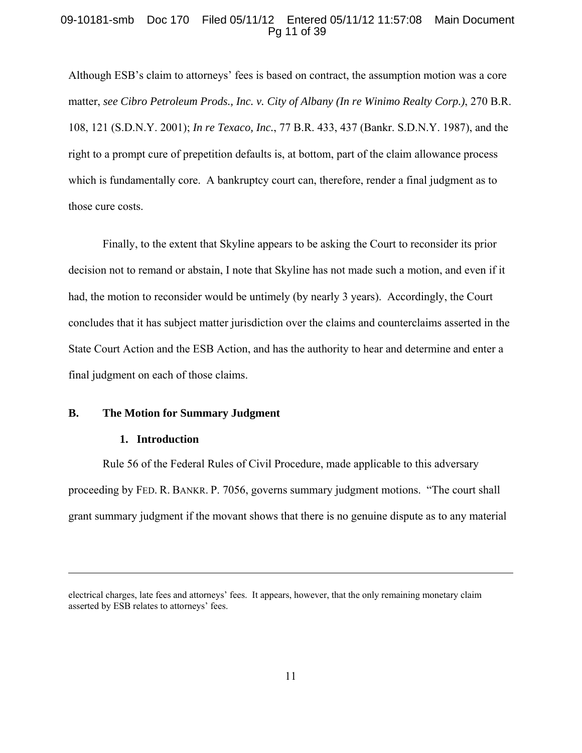Although ESB's claim to attorneys' fees is based on contract, the assumption motion was a core matter, *see Cibro Petroleum Prods., Inc. v. City of Albany (In re Winimo Realty Corp.)*, 270 B.R. 108, 121 (S.D.N.Y. 2001); *In re Texaco, Inc.*, 77 B.R. 433, 437 (Bankr. S.D.N.Y. 1987), and the right to a prompt cure of prepetition defaults is, at bottom, part of the claim allowance process which is fundamentally core. A bankruptcy court can, therefore, render a final judgment as to those cure costs.

Finally, to the extent that Skyline appears to be asking the Court to reconsider its prior decision not to remand or abstain, I note that Skyline has not made such a motion, and even if it had, the motion to reconsider would be untimely (by nearly 3 years). Accordingly, the Court concludes that it has subject matter jurisdiction over the claims and counterclaims asserted in the State Court Action and the ESB Action, and has the authority to hear and determine and enter a final judgment on each of those claims.

## B. The Motion for Summary Judgment

### 1. Introduction

Rule 56 of the Federal Rules of Civil Procedure, made applicable to this adversary proceeding by FED. R. BANKR. P. 7056, governs summary judgment motions. "The court shall grant summary judgment if the movant shows that there is no genuine dispute as to any material

---

electrical charges, late fees and attorneys' fees. It appears, however, that the only remaining monetary claim asserted by ESB relates to attorneys' fees.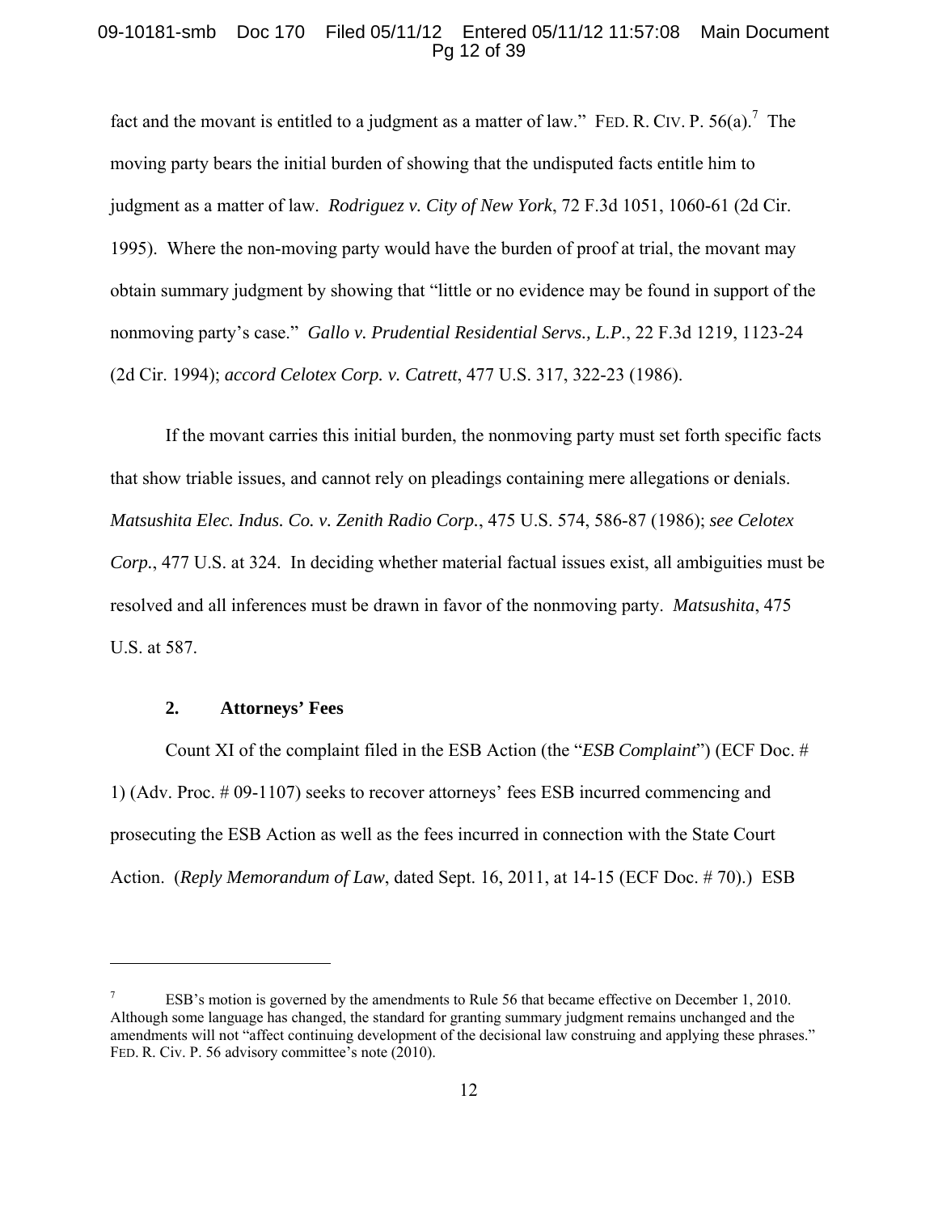fact and the movant is entitled to a judgment as a matter of law." FED. R. CIV. P. 56(a).[7] The moving party bears the initial burden of showing that the undisputed facts entitle him to judgment as a matter of law. *Rodriguez v. City of New York*, 72 F.3d 1051, 1060-61 (2d Cir. 1995). Where the non-moving party would have the burden of proof at trial, the movant may obtain summary judgment by showing that "little or no evidence may be found in support of the nonmoving party's case." *Gallo v. Prudential Residential Servs., L.P.*, 22 F.3d 1219, 1123-24 (2d Cir. 1994); *accord Celotex Corp. v. Catrett*, 477 U.S. 317, 322-23 (1986).

If the movant carries this initial burden, the nonmoving party must set forth specific facts that show triable issues, and cannot rely on pleadings containing mere allegations or denials. *Matsushita Elec. Indus. Co. v. Zenith Radio Corp.*, 475 U.S. 574, 586-87 (1986); *see Celotex Corp.*, 477 U.S. at 324. In deciding whether material factual issues exist, all ambiguities must be resolved and all inferences must be drawn in favor of the nonmoving party. *Matsushita*, 475 U.S. at 587.

### 2. Attorneys' Fees

Count XI of the complaint filed in the ESB Action (the "*ESB Complaint*") (ECF Doc. # 1) (Adv. Proc. # 09-1107) seeks to recover attorneys' fees ESB incurred commencing and prosecuting the ESB Action as well as the fees incurred in connection with the State Court Action. (*Reply Memorandum of Law*, dated Sept. 16, 2011, at 14-15 (ECF Doc. # 70).) ESB

---

[7] ESB's motion is governed by the amendments to Rule 56 that became effective on December 1, 2010. Although some language has changed, the standard for granting summary judgment remains unchanged and the amendments will not "affect continuing development of the decisional law construing and applying these phrases." FED. R. Civ. P. 56 advisory committee's note (2010).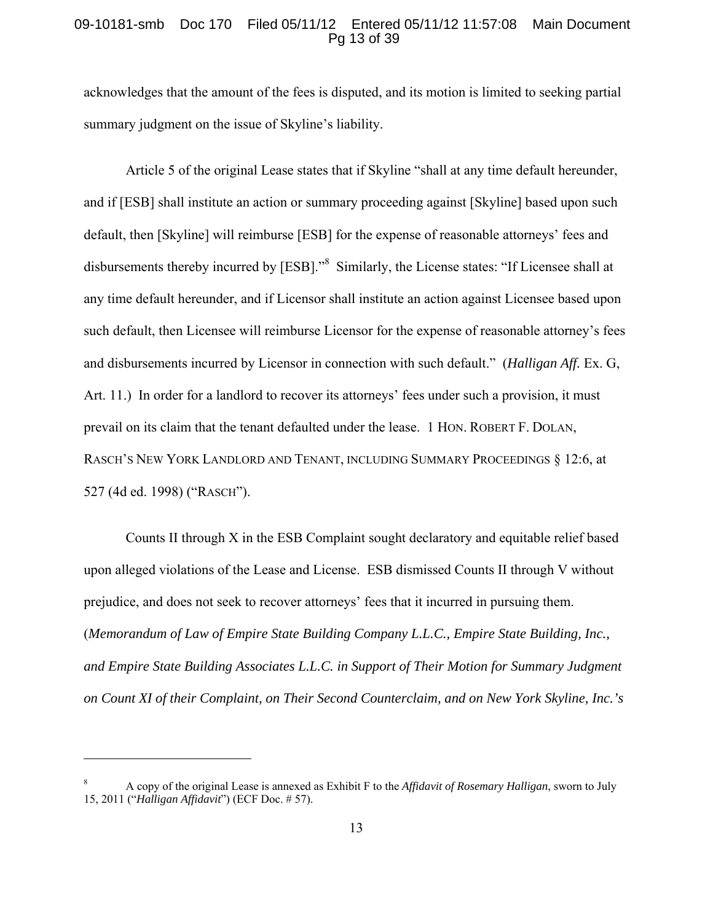acknowledges that the amount of the fees is disputed, and its motion is limited to seeking partial summary judgment on the issue of Skyline's liability.

Article 5 of the original Lease states that if Skyline "shall at any time default hereunder, and if [ESB] shall institute an action or summary proceeding against [Skyline] based upon such default, then [Skyline] will reimburse [ESB] for the expense of reasonable attorneys' fees and disbursements thereby incurred by [ESB]."[8] Similarly, the License states: "If Licensee shall at any time default hereunder, and if Licensor shall institute an action against Licensee based upon such default, then Licensee will reimburse Licensor for the expense of reasonable attorney's fees and disbursements incurred by Licensor in connection with such default." (*Halligan Aff.* Ex. G, Art. 11.) In order for a landlord to recover its attorneys' fees under such a provision, it must prevail on its claim that the tenant defaulted under the lease. 1 HON. ROBERT F. DOLAN, RASCH'S NEW YORK LANDLORD AND TENANT, INCLUDING SUMMARY PROCEEDINGS § 12:6, at 527 (4d ed. 1998) ("RASCH").

Counts II through X in the ESB Complaint sought declaratory and equitable relief based upon alleged violations of the Lease and License. ESB dismissed Counts II through V without prejudice, and does not seek to recover attorneys' fees that it incurred in pursuing them. (*Memorandum of Law of Empire State Building Company L.L.C., Empire State Building, Inc., and Empire State Building Associates L.L.C. in Support of Their Motion for Summary Judgment on Count XI of their Complaint, on Their Second Counterclaim, and on New York Skyline, Inc.'s*

---

[8] A copy of the original Lease is annexed as Exhibit F to the *Affidavit of Rosemary Halligan*, sworn to July 15, 2011 ("*Halligan Affidavit*") (ECF Doc. # 57).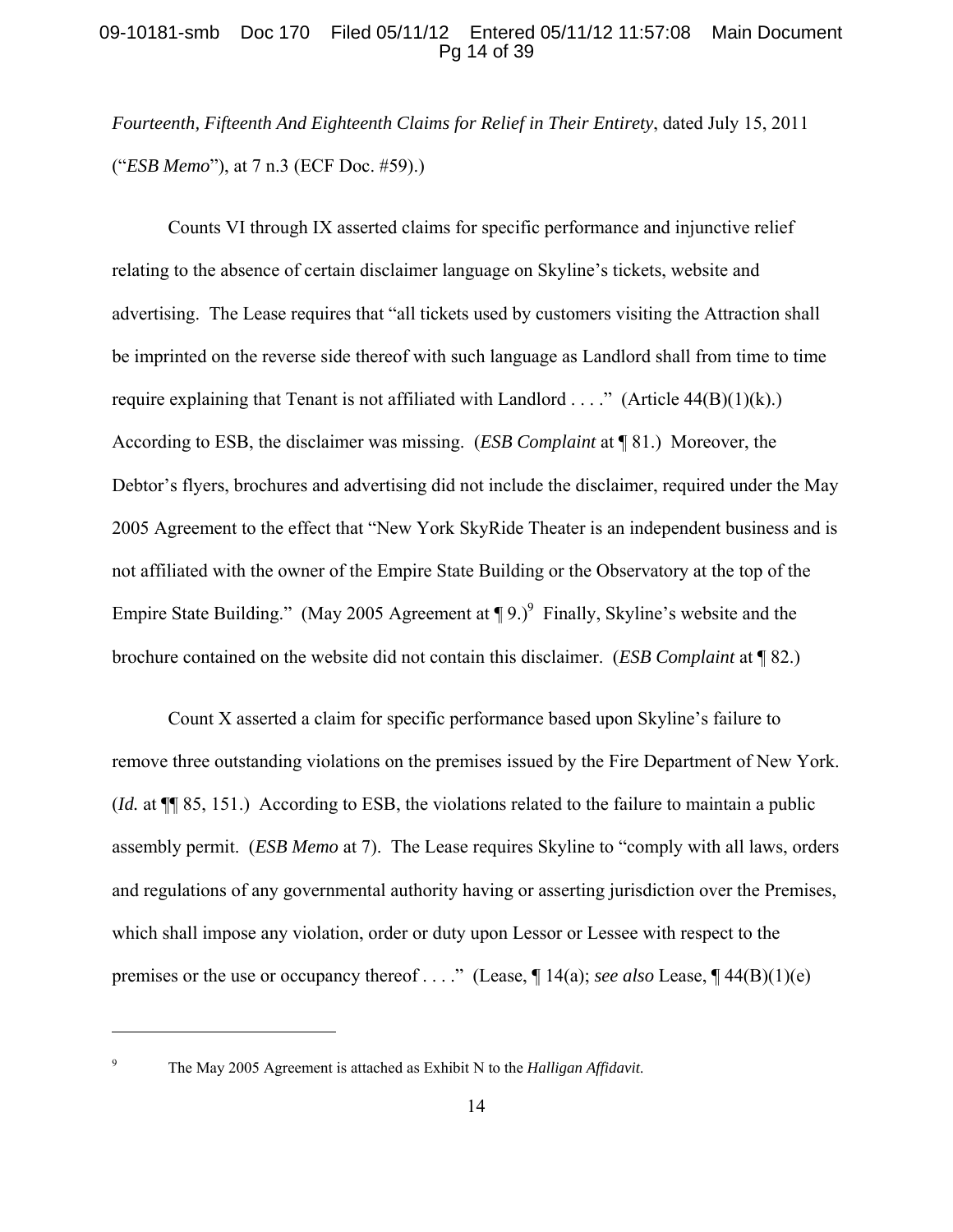*Fourteenth, Fifteenth And Eighteenth Claims for Relief in Their Entirety*, dated July 15, 2011 ("*ESB Memo*"), at 7 n.3 (ECF Doc. #59).)

Counts VI through IX asserted claims for specific performance and injunctive relief relating to the absence of certain disclaimer language on Skyline's tickets, website and advertising. The Lease requires that "all tickets used by customers visiting the Attraction shall be imprinted on the reverse side thereof with such language as Landlord shall from time to time require explaining that Tenant is not affiliated with Landlord . . . ." (Article 44(B)(1)(k).) According to ESB, the disclaimer was missing. (*ESB Complaint* at ¶ 81.) Moreover, the Debtor's flyers, brochures and advertising did not include the disclaimer, required under the May 2005 Agreement to the effect that "New York SkyRide Theater is an independent business and is not affiliated with the owner of the Empire State Building or the Observatory at the top of the Empire State Building." (May 2005 Agreement at ¶ 9.)[9] Finally, Skyline's website and the brochure contained on the website did not contain this disclaimer. (*ESB Complaint* at ¶ 82.)

Count X asserted a claim for specific performance based upon Skyline's failure to remove three outstanding violations on the premises issued by the Fire Department of New York. (*Id.* at ¶¶ 85, 151.) According to ESB, the violations related to the failure to maintain a public assembly permit. (*ESB Memo* at 7). The Lease requires Skyline to "comply with all laws, orders and regulations of any governmental authority having or asserting jurisdiction over the Premises, which shall impose any violation, order or duty upon Lessor or Lessee with respect to the premises or the use or occupancy thereof . . . ." (Lease, ¶ 14(a); *see also* Lease, ¶ 44(B)(1)(e)

---

[9] The May 2005 Agreement is attached as Exhibit N to the *Halligan Affidavit*.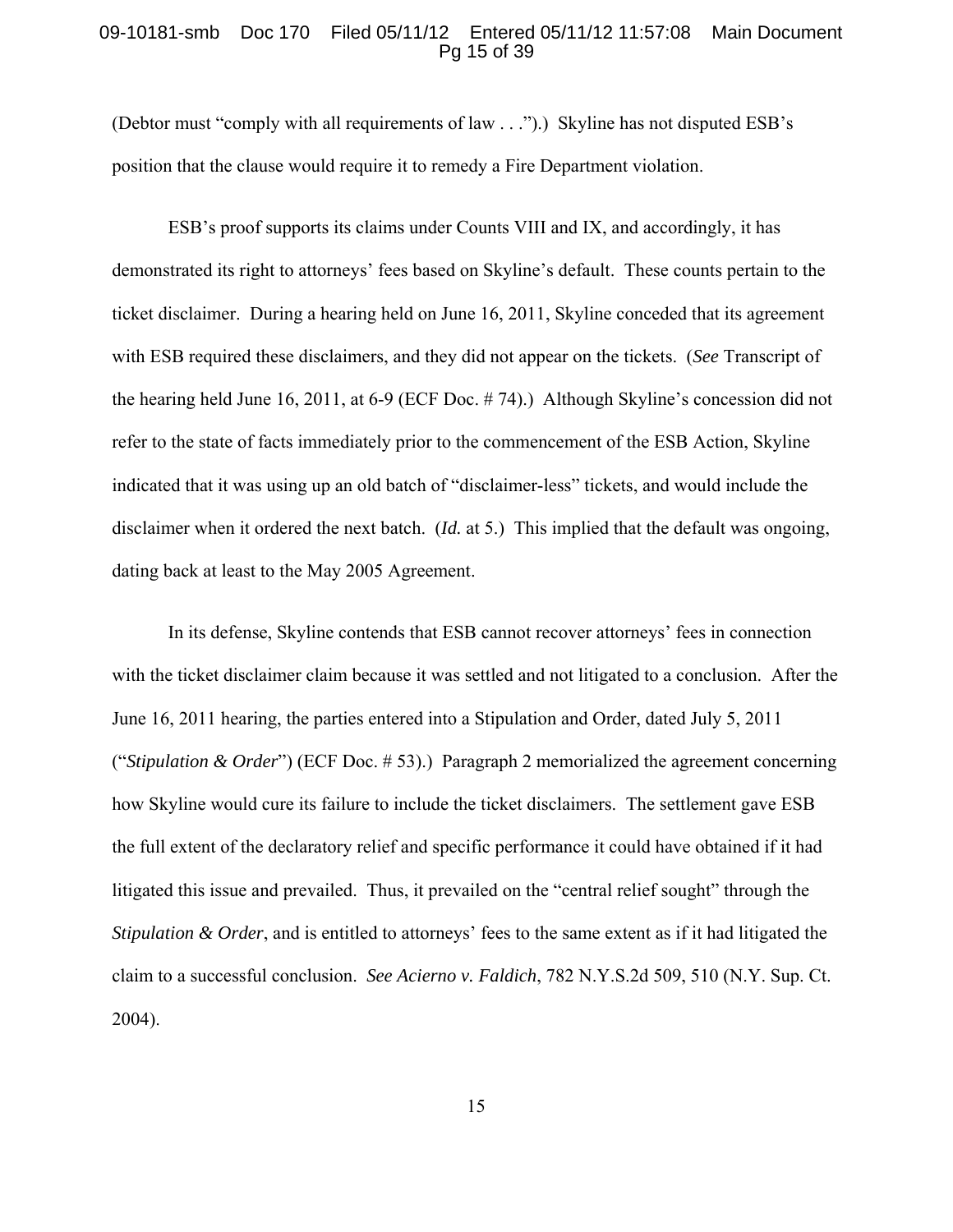(Debtor must "comply with all requirements of law . . .").) Skyline has not disputed ESB's position that the clause would require it to remedy a Fire Department violation.

ESB's proof supports its claims under Counts VIII and IX, and accordingly, it has demonstrated its right to attorneys' fees based on Skyline's default. These counts pertain to the ticket disclaimer. During a hearing held on June 16, 2011, Skyline conceded that its agreement with ESB required these disclaimers, and they did not appear on the tickets. (*See* Transcript of the hearing held June 16, 2011, at 6-9 (ECF Doc. # 74).) Although Skyline's concession did not refer to the state of facts immediately prior to the commencement of the ESB Action, Skyline indicated that it was using up an old batch of "disclaimer-less" tickets, and would include the disclaimer when it ordered the next batch. (*Id.* at 5.) This implied that the default was ongoing, dating back at least to the May 2005 Agreement.

In its defense, Skyline contends that ESB cannot recover attorneys' fees in connection with the ticket disclaimer claim because it was settled and not litigated to a conclusion. After the June 16, 2011 hearing, the parties entered into a Stipulation and Order, dated July 5, 2011 ("*Stipulation & Order*") (ECF Doc. # 53).) Paragraph 2 memorialized the agreement concerning how Skyline would cure its failure to include the ticket disclaimers. The settlement gave ESB the full extent of the declaratory relief and specific performance it could have obtained if it had litigated this issue and prevailed. Thus, it prevailed on the "central relief sought" through the *Stipulation & Order*, and is entitled to attorneys' fees to the same extent as if it had litigated the claim to a successful conclusion. *See Acierno v. Faldich*, 782 N.Y.S.2d 509, 510 (N.Y. Sup. Ct. 2004).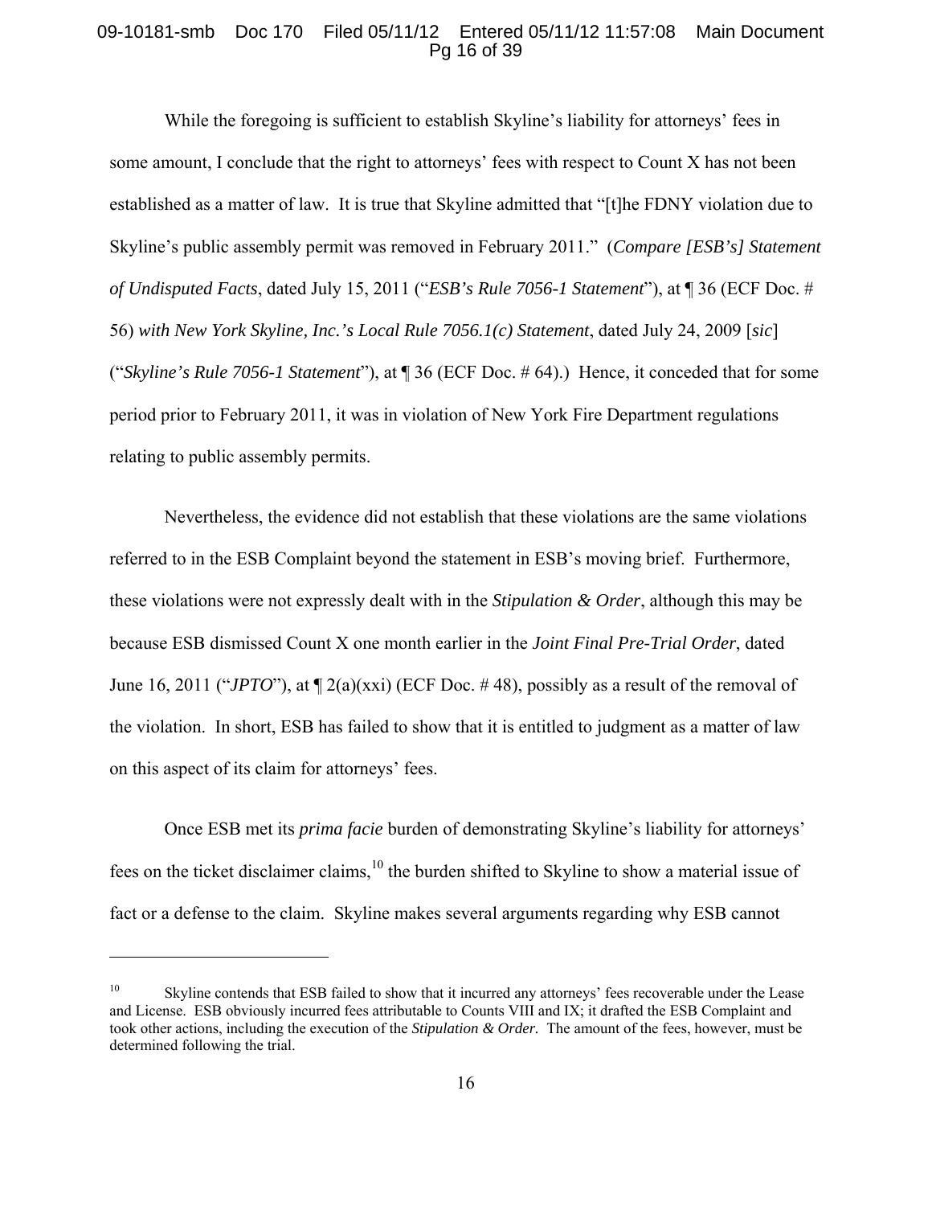While the foregoing is sufficient to establish Skyline's liability for attorneys' fees in some amount, I conclude that the right to attorneys' fees with respect to Count X has not been established as a matter of law. It is true that Skyline admitted that "[t]he FDNY violation due to Skyline's public assembly permit was removed in February 2011." (*Compare [ESB's] Statement of Undisputed Facts*, dated July 15, 2011 ("*ESB's Rule 7056-1 Statement*"), at ¶ 36 (ECF Doc. # 56) *with New York Skyline, Inc.'s Local Rule 7056.1(c) Statement*, dated July 24, 2009 [*sic*] ("*Skyline's Rule 7056-1 Statement*"), at ¶ 36 (ECF Doc. # 64).) Hence, it conceded that for some period prior to February 2011, it was in violation of New York Fire Department regulations relating to public assembly permits.

Nevertheless, the evidence did not establish that these violations are the same violations referred to in the ESB Complaint beyond the statement in ESB's moving brief. Furthermore, these violations were not expressly dealt with in the *Stipulation & Order*, although this may be because ESB dismissed Count X one month earlier in the *Joint Final Pre-Trial Order*, dated June 16, 2011 ("*JPTO*"), at ¶ 2(a)(xxi) (ECF Doc. # 48), possibly as a result of the removal of the violation. In short, ESB has failed to show that it is entitled to judgment as a matter of law on this aspect of its claim for attorneys' fees.

Once ESB met its *prima facie* burden of demonstrating Skyline's liability for attorneys' fees on the ticket disclaimer claims,[10] the burden shifted to Skyline to show a material issue of fact or a defense to the claim. Skyline makes several arguments regarding why ESB cannot

---

[10] Skyline contends that ESB failed to show that it incurred any attorneys' fees recoverable under the Lease and License. ESB obviously incurred fees attributable to Counts VIII and IX; it drafted the ESB Complaint and took other actions, including the execution of the *Stipulation & Order*. The amount of the fees, however, must be determined following the trial.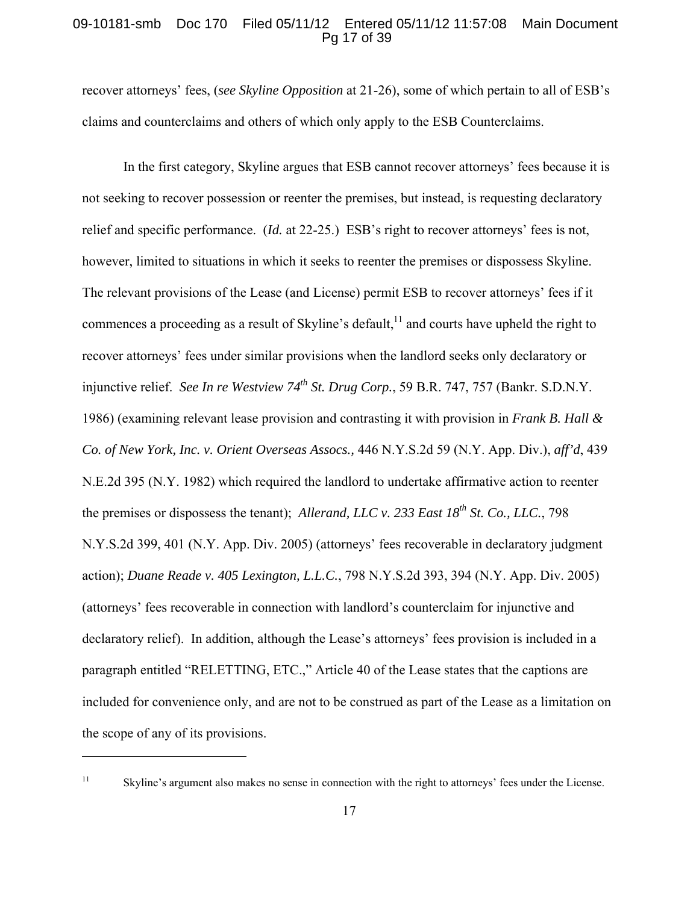recover attorneys' fees, (*see Skyline Opposition* at 21-26), some of which pertain to all of ESB's claims and counterclaims and others of which only apply to the ESB Counterclaims.

In the first category, Skyline argues that ESB cannot recover attorneys' fees because it is not seeking to recover possession or reenter the premises, but instead, is requesting declaratory relief and specific performance. (*Id.* at 22-25.) ESB's right to recover attorneys' fees is not, however, limited to situations in which it seeks to reenter the premises or dispossess Skyline. The relevant provisions of the Lease (and License) permit ESB to recover attorneys' fees if it commences a proceeding as a result of Skyline's default,[11] and courts have upheld the right to recover attorneys' fees under similar provisions when the landlord seeks only declaratory or injunctive relief. *See In re Westview 74th St. Drug Corp.*, 59 B.R. 747, 757 (Bankr. S.D.N.Y. 1986) (examining relevant lease provision and contrasting it with provision in *Frank B. Hall & Co. of New York, Inc. v. Orient Overseas Assocs.,* 446 N.Y.S.2d 59 (N.Y. App. Div.), *aff'd*, 439 N.E.2d 395 (N.Y. 1982) which required the landlord to undertake affirmative action to reenter the premises or dispossess the tenant); *Allerand, LLC v. 233 East 18th St. Co., LLC.*, 798 N.Y.S.2d 399, 401 (N.Y. App. Div. 2005) (attorneys' fees recoverable in declaratory judgment action); *Duane Reade v. 405 Lexington, L.L.C.*, 798 N.Y.S.2d 393, 394 (N.Y. App. Div. 2005) (attorneys' fees recoverable in connection with landlord's counterclaim for injunctive and declaratory relief). In addition, although the Lease's attorneys' fees provision is included in a paragraph entitled "RELETTING, ETC.," Article 40 of the Lease states that the captions are included for convenience only, and are not to be construed as part of the Lease as a limitation on the scope of any of its provisions.

---

[11] Skyline's argument also makes no sense in connection with the right to attorneys' fees under the License.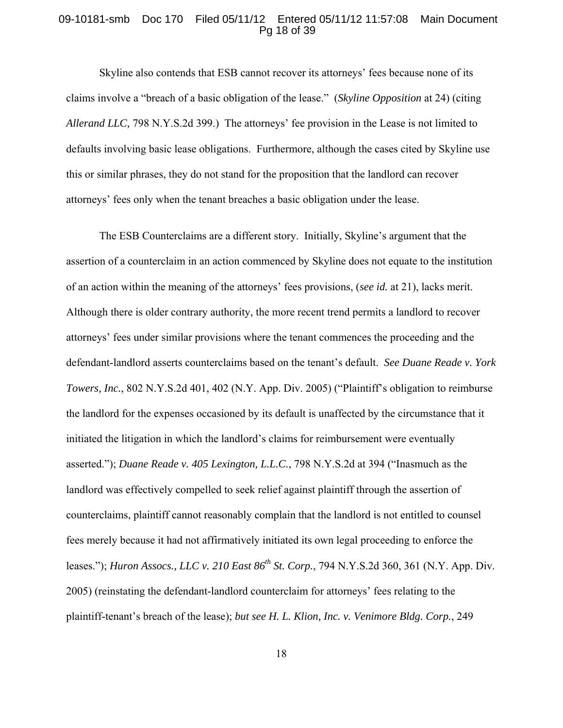Skyline also contends that ESB cannot recover its attorneys' fees because none of its claims involve a "breach of a basic obligation of the lease." (*Skyline Opposition* at 24) (citing *Allerand LLC,* 798 N.Y.S.2d 399.) The attorneys' fee provision in the Lease is not limited to defaults involving basic lease obligations. Furthermore, although the cases cited by Skyline use this or similar phrases, they do not stand for the proposition that the landlord can recover attorneys' fees only when the tenant breaches a basic obligation under the lease.

The ESB Counterclaims are a different story. Initially, Skyline's argument that the assertion of a counterclaim in an action commenced by Skyline does not equate to the institution of an action within the meaning of the attorneys' fees provisions, (*see id.* at 21), lacks merit. Although there is older contrary authority, the more recent trend permits a landlord to recover attorneys' fees under similar provisions where the tenant commences the proceeding and the defendant-landlord asserts counterclaims based on the tenant's default. *See Duane Reade v. York Towers, Inc.*, 802 N.Y.S.2d 401, 402 (N.Y. App. Div. 2005) ("Plaintiff's obligation to reimburse the landlord for the expenses occasioned by its default is unaffected by the circumstance that it initiated the litigation in which the landlord's claims for reimbursement were eventually asserted."); *Duane Reade v. 405 Lexington, L.L.C.*, 798 N.Y.S.2d at 394 ("Inasmuch as the landlord was effectively compelled to seek relief against plaintiff through the assertion of counterclaims, plaintiff cannot reasonably complain that the landlord is not entitled to counsel fees merely because it had not affirmatively initiated its own legal proceeding to enforce the leases."); *Huron Assocs., LLC v. 210 East 86th St. Corp.*, 794 N.Y.S.2d 360, 361 (N.Y. App. Div. 2005) (reinstating the defendant-landlord counterclaim for attorneys' fees relating to the plaintiff-tenant's breach of the lease); *but see H. L. Klion, Inc. v. Venimore Bldg. Corp.*, 249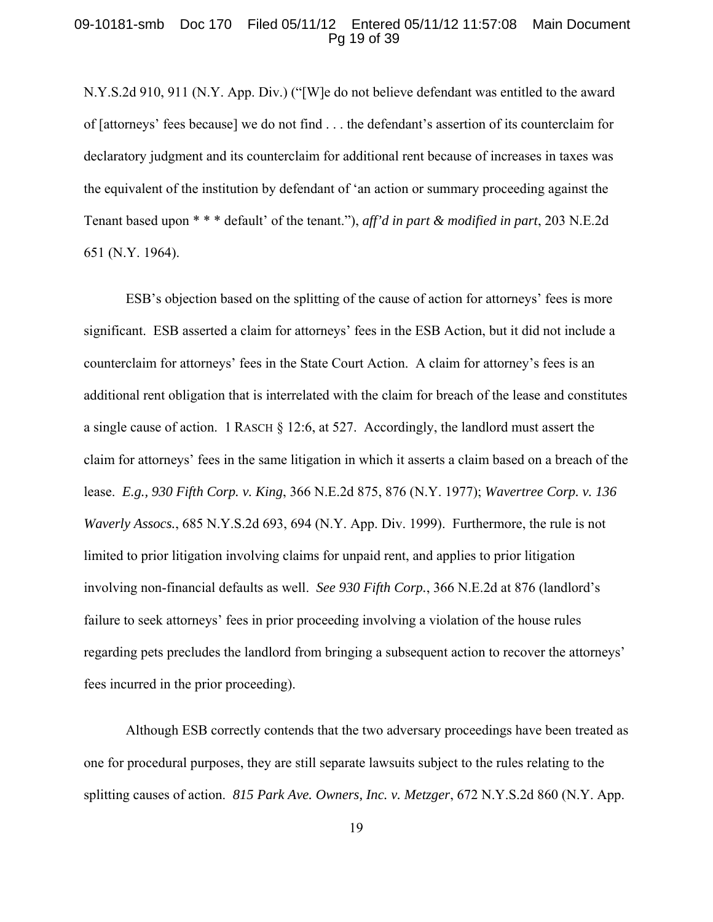N.Y.S.2d 910, 911 (N.Y. App. Div.) ("[W]e do not believe defendant was entitled to the award of [attorneys' fees because] we do not find . . . the defendant's assertion of its counterclaim for declaratory judgment and its counterclaim for additional rent because of increases in taxes was the equivalent of the institution by defendant of 'an action or summary proceeding against the Tenant based upon * * * default' of the tenant."), *aff'd in part & modified in part*, 203 N.E.2d 651 (N.Y. 1964).

ESB's objection based on the splitting of the cause of action for attorneys' fees is more significant. ESB asserted a claim for attorneys' fees in the ESB Action, but it did not include a counterclaim for attorneys' fees in the State Court Action. A claim for attorney's fees is an additional rent obligation that is interrelated with the claim for breach of the lease and constitutes a single cause of action. 1 RASCH § 12:6, at 527. Accordingly, the landlord must assert the claim for attorneys' fees in the same litigation in which it asserts a claim based on a breach of the lease. *E.g., 930 Fifth Corp. v. King*, 366 N.E.2d 875, 876 (N.Y. 1977); *Wavertree Corp. v. 136 Waverly Assocs.*, 685 N.Y.S.2d 693, 694 (N.Y. App. Div. 1999). Furthermore, the rule is not limited to prior litigation involving claims for unpaid rent, and applies to prior litigation involving non-financial defaults as well. *See 930 Fifth Corp.*, 366 N.E.2d at 876 (landlord's failure to seek attorneys' fees in prior proceeding involving a violation of the house rules regarding pets precludes the landlord from bringing a subsequent action to recover the attorneys' fees incurred in the prior proceeding).

Although ESB correctly contends that the two adversary proceedings have been treated as one for procedural purposes, they are still separate lawsuits subject to the rules relating to the splitting causes of action. *815 Park Ave. Owners, Inc. v. Metzger*, 672 N.Y.S.2d 860 (N.Y. App.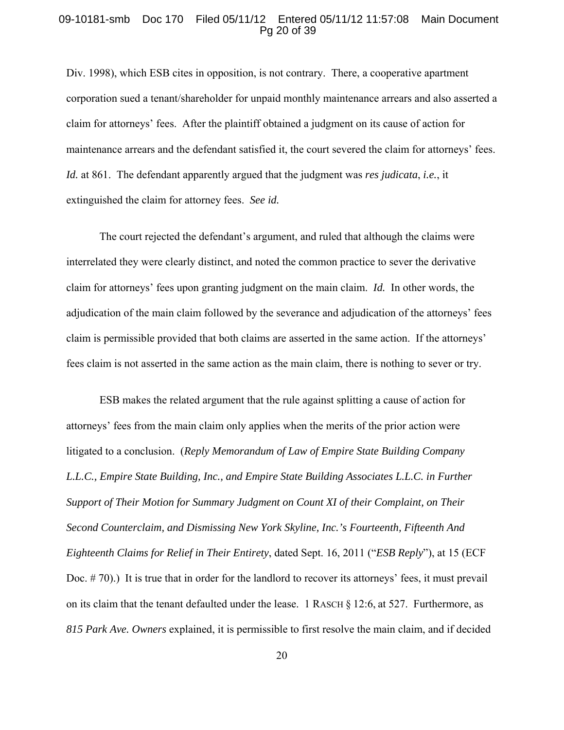Div. 1998), which ESB cites in opposition, is not contrary. There, a cooperative apartment corporation sued a tenant/shareholder for unpaid monthly maintenance arrears and also asserted a claim for attorneys' fees. After the plaintiff obtained a judgment on its cause of action for maintenance arrears and the defendant satisfied it, the court severed the claim for attorneys' fees. *Id.* at 861. The defendant apparently argued that the judgment was *res judicata*, *i.e.*, it extinguished the claim for attorney fees. *See id.*

The court rejected the defendant's argument, and ruled that although the claims were interrelated they were clearly distinct, and noted the common practice to sever the derivative claim for attorneys' fees upon granting judgment on the main claim. *Id.* In other words, the adjudication of the main claim followed by the severance and adjudication of the attorneys' fees claim is permissible provided that both claims are asserted in the same action. If the attorneys' fees claim is not asserted in the same action as the main claim, there is nothing to sever or try.

ESB makes the related argument that the rule against splitting a cause of action for attorneys' fees from the main claim only applies when the merits of the prior action were litigated to a conclusion. (*Reply Memorandum of Law of Empire State Building Company L.L.C., Empire State Building, Inc., and Empire State Building Associates L.L.C. in Further Support of Their Motion for Summary Judgment on Count XI of their Complaint, on Their Second Counterclaim, and Dismissing New York Skyline, Inc.'s Fourteenth, Fifteenth And Eighteenth Claims for Relief in Their Entirety*, dated Sept. 16, 2011 ("*ESB Reply*"), at 15 (ECF Doc. # 70).) It is true that in order for the landlord to recover its attorneys' fees, it must prevail on its claim that the tenant defaulted under the lease. 1 RASCH § 12:6, at 527. Furthermore, as *815 Park Ave. Owners* explained, it is permissible to first resolve the main claim, and if decided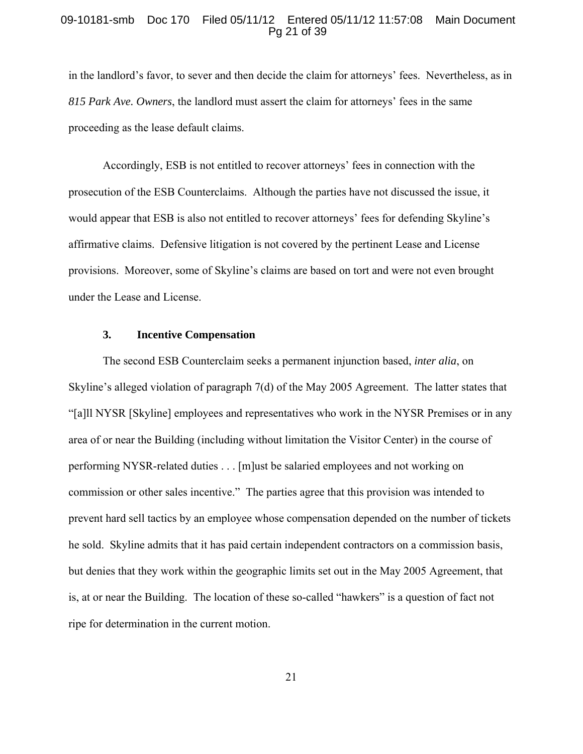in the landlord's favor, to sever and then decide the claim for attorneys' fees. Nevertheless, as in *815 Park Ave. Owners*, the landlord must assert the claim for attorneys' fees in the same proceeding as the lease default claims.

Accordingly, ESB is not entitled to recover attorneys' fees in connection with the prosecution of the ESB Counterclaims. Although the parties have not discussed the issue, it would appear that ESB is also not entitled to recover attorneys' fees for defending Skyline's affirmative claims. Defensive litigation is not covered by the pertinent Lease and License provisions. Moreover, some of Skyline's claims are based on tort and were not even brought under the Lease and License.

### 3. Incentive Compensation

The second ESB Counterclaim seeks a permanent injunction based, *inter alia*, on Skyline's alleged violation of paragraph 7(d) of the May 2005 Agreement. The latter states that "[a]ll NYSR [Skyline] employees and representatives who work in the NYSR Premises or in any area of or near the Building (including without limitation the Visitor Center) in the course of performing NYSR-related duties . . . [m]ust be salaried employees and not working on commission or other sales incentive." The parties agree that this provision was intended to prevent hard sell tactics by an employee whose compensation depended on the number of tickets he sold. Skyline admits that it has paid certain independent contractors on a commission basis, but denies that they work within the geographic limits set out in the May 2005 Agreement, that is, at or near the Building. The location of these so-called "hawkers" is a question of fact not ripe for determination in the current motion.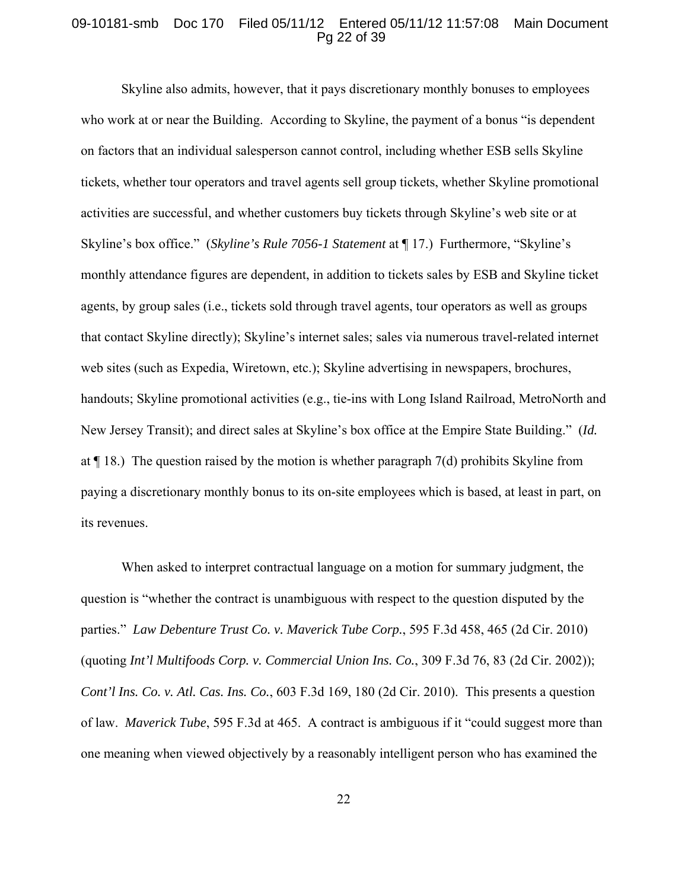Skyline also admits, however, that it pays discretionary monthly bonuses to employees who work at or near the Building. According to Skyline, the payment of a bonus "is dependent on factors that an individual salesperson cannot control, including whether ESB sells Skyline tickets, whether tour operators and travel agents sell group tickets, whether Skyline promotional activities are successful, and whether customers buy tickets through Skyline's web site or at Skyline's box office." (*Skyline's Rule 7056-1 Statement* at ¶ 17.) Furthermore, "Skyline's monthly attendance figures are dependent, in addition to tickets sales by ESB and Skyline ticket agents, by group sales (i.e., tickets sold through travel agents, tour operators as well as groups that contact Skyline directly); Skyline's internet sales; sales via numerous travel-related internet web sites (such as Expedia, Wiretown, etc.); Skyline advertising in newspapers, brochures, handouts; Skyline promotional activities (e.g., tie-ins with Long Island Railroad, MetroNorth and New Jersey Transit); and direct sales at Skyline's box office at the Empire State Building." (*Id.* at ¶ 18.) The question raised by the motion is whether paragraph 7(d) prohibits Skyline from paying a discretionary monthly bonus to its on-site employees which is based, at least in part, on its revenues.

When asked to interpret contractual language on a motion for summary judgment, the question is "whether the contract is unambiguous with respect to the question disputed by the parties." *Law Debenture Trust Co. v. Maverick Tube Corp.*, 595 F.3d 458, 465 (2d Cir. 2010) (quoting *Int'l Multifoods Corp. v. Commercial Union Ins. Co.*, 309 F.3d 76, 83 (2d Cir. 2002)); *Cont'l Ins. Co. v. Atl. Cas. Ins. Co.*, 603 F.3d 169, 180 (2d Cir. 2010). This presents a question of law. *Maverick Tube*, 595 F.3d at 465. A contract is ambiguous if it "could suggest more than one meaning when viewed objectively by a reasonably intelligent person who has examined the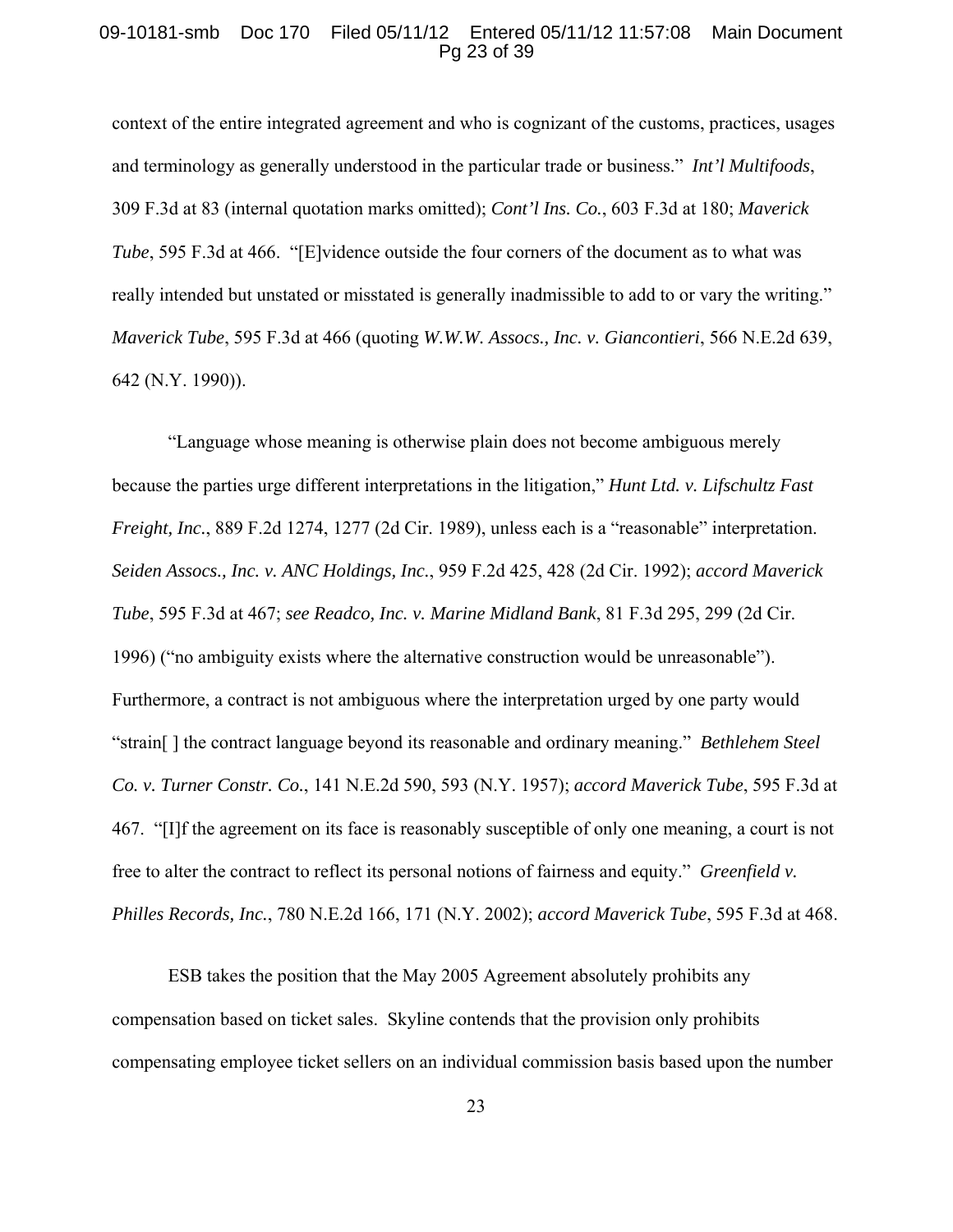context of the entire integrated agreement and who is cognizant of the customs, practices, usages and terminology as generally understood in the particular trade or business." *Int'l Multifoods*, 309 F.3d at 83 (internal quotation marks omitted); *Cont'l Ins. Co.*, 603 F.3d at 180; *Maverick Tube*, 595 F.3d at 466. "[E]vidence outside the four corners of the document as to what was really intended but unstated or misstated is generally inadmissible to add to or vary the writing." *Maverick Tube*, 595 F.3d at 466 (quoting *W.W.W. Assocs., Inc. v. Giancontieri*, 566 N.E.2d 639, 642 (N.Y. 1990)).

"Language whose meaning is otherwise plain does not become ambiguous merely because the parties urge different interpretations in the litigation," *Hunt Ltd. v. Lifschultz Fast Freight, Inc.*, 889 F.2d 1274, 1277 (2d Cir. 1989), unless each is a "reasonable" interpretation. *Seiden Assocs., Inc. v. ANC Holdings, Inc.*, 959 F.2d 425, 428 (2d Cir. 1992); *accord Maverick Tube*, 595 F.3d at 467; *see Readco, Inc. v. Marine Midland Bank*, 81 F.3d 295, 299 (2d Cir. 1996) ("no ambiguity exists where the alternative construction would be unreasonable"). Furthermore, a contract is not ambiguous where the interpretation urged by one party would "strain[ ] the contract language beyond its reasonable and ordinary meaning." *Bethlehem Steel Co. v. Turner Constr. Co.*, 141 N.E.2d 590, 593 (N.Y. 1957); *accord Maverick Tube*, 595 F.3d at 467. "[I]f the agreement on its face is reasonably susceptible of only one meaning, a court is not free to alter the contract to reflect its personal notions of fairness and equity." *Greenfield v. Philles Records, Inc.*, 780 N.E.2d 166, 171 (N.Y. 2002); *accord Maverick Tube*, 595 F.3d at 468.

ESB takes the position that the May 2005 Agreement absolutely prohibits any compensation based on ticket sales. Skyline contends that the provision only prohibits compensating employee ticket sellers on an individual commission basis based upon the number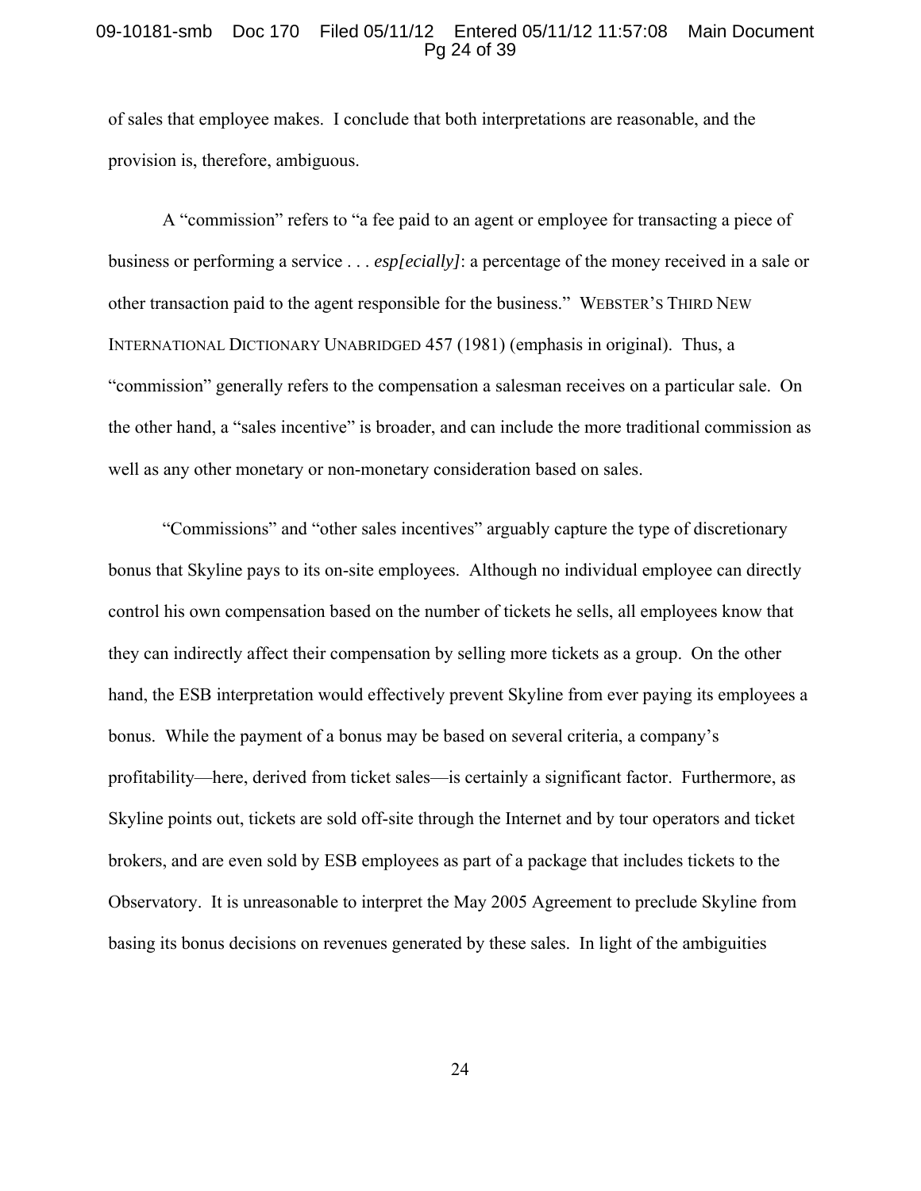of sales that employee makes. I conclude that both interpretations are reasonable, and the provision is, therefore, ambiguous.

A "commission" refers to "a fee paid to an agent or employee for transacting a piece of business or performing a service . . . *esp[ecially]*: a percentage of the money received in a sale or other transaction paid to the agent responsible for the business." WEBSTER'S THIRD NEW INTERNATIONAL DICTIONARY UNABRIDGED 457 (1981) (emphasis in original). Thus, a "commission" generally refers to the compensation a salesman receives on a particular sale. On the other hand, a "sales incentive" is broader, and can include the more traditional commission as well as any other monetary or non-monetary consideration based on sales.

"Commissions" and "other sales incentives" arguably capture the type of discretionary bonus that Skyline pays to its on-site employees. Although no individual employee can directly control his own compensation based on the number of tickets he sells, all employees know that they can indirectly affect their compensation by selling more tickets as a group. On the other hand, the ESB interpretation would effectively prevent Skyline from ever paying its employees a bonus. While the payment of a bonus may be based on several criteria, a company's profitability—here, derived from ticket sales—is certainly a significant factor. Furthermore, as Skyline points out, tickets are sold off-site through the Internet and by tour operators and ticket brokers, and are even sold by ESB employees as part of a package that includes tickets to the Observatory. It is unreasonable to interpret the May 2005 Agreement to preclude Skyline from basing its bonus decisions on revenues generated by these sales. In light of the ambiguities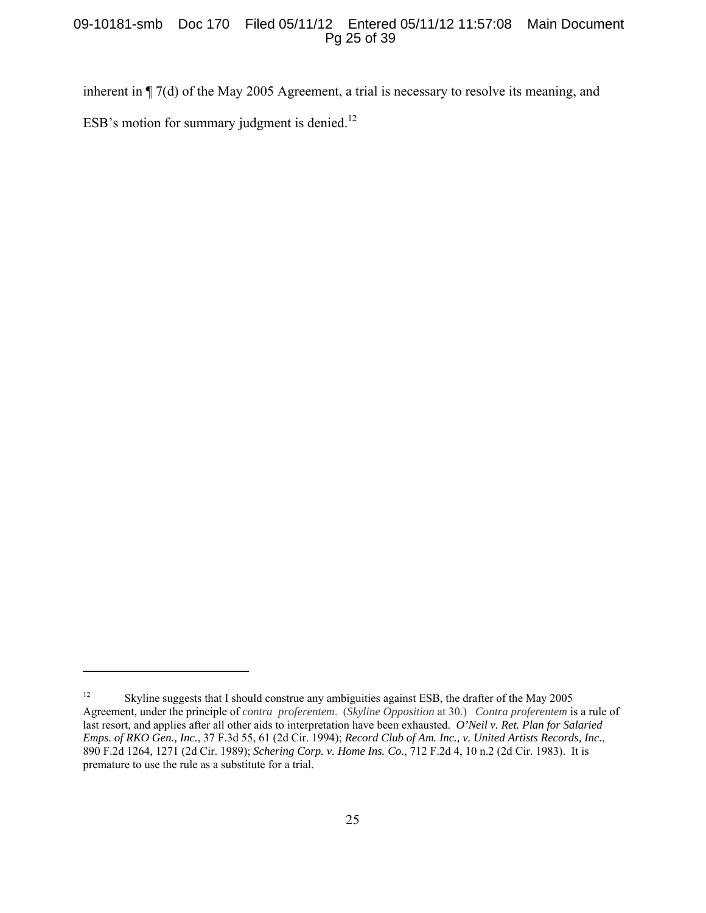inherent in ¶ 7(d) of the May 2005 Agreement, a trial is necessary to resolve its meaning, and ESB's motion for summary judgment is denied.[12]

---

[12] Skyline suggests that I should construe any ambiguities against ESB, the drafter of the May 2005 Agreement, under the principle of *contra proferentem*. (*Skyline Opposition* at 30.) *Contra proferentem* is a rule of last resort, and applies after all other aids to interpretation have been exhausted. *O'Neil v. Ret. Plan for Salaried Emps. of RKO Gen., Inc.*, 37 F.3d 55, 61 (2d Cir. 1994); *Record Club of Am. Inc., v. United Artists Records, Inc.*, 890 F.2d 1264, 1271 (2d Cir. 1989); *Schering Corp. v. Home Ins. Co*., 712 F.2d 4, 10 n.2 (2d Cir. 1983). It is premature to use the rule as a substitute for a trial.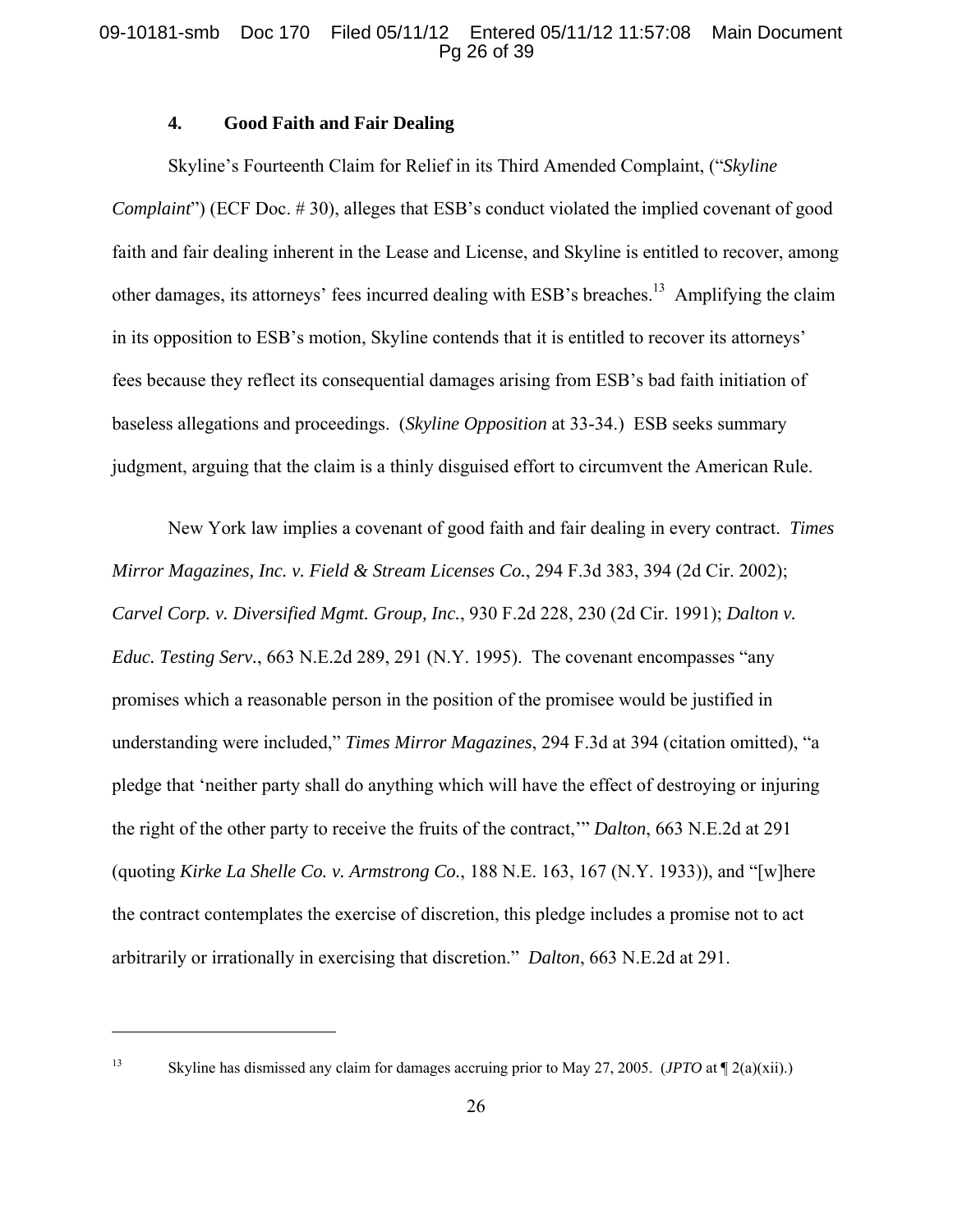### 4. Good Faith and Fair Dealing

Skyline's Fourteenth Claim for Relief in its Third Amended Complaint, ("*Skyline Complaint*") (ECF Doc. # 30), alleges that ESB's conduct violated the implied covenant of good faith and fair dealing inherent in the Lease and License, and Skyline is entitled to recover, among other damages, its attorneys' fees incurred dealing with ESB's breaches.[13] Amplifying the claim in its opposition to ESB's motion, Skyline contends that it is entitled to recover its attorneys' fees because they reflect its consequential damages arising from ESB's bad faith initiation of baseless allegations and proceedings. (*Skyline Opposition* at 33-34.) ESB seeks summary judgment, arguing that the claim is a thinly disguised effort to circumvent the American Rule.

New York law implies a covenant of good faith and fair dealing in every contract. *Times Mirror Magazines, Inc. v. Field & Stream Licenses Co.*, 294 F.3d 383, 394 (2d Cir. 2002); *Carvel Corp. v. Diversified Mgmt. Group, Inc.*, 930 F.2d 228, 230 (2d Cir. 1991); *Dalton v. Educ. Testing Serv.*, 663 N.E.2d 289, 291 (N.Y. 1995). The covenant encompasses "any promises which a reasonable person in the position of the promisee would be justified in understanding were included," *Times Mirror Magazines*, 294 F.3d at 394 (citation omitted), "a pledge that 'neither party shall do anything which will have the effect of destroying or injuring the right of the other party to receive the fruits of the contract,'" *Dalton*, 663 N.E.2d at 291 (quoting *Kirke La Shelle Co. v. Armstrong Co.*, 188 N.E. 163, 167 (N.Y. 1933)), and "[w]here the contract contemplates the exercise of discretion, this pledge includes a promise not to act arbitrarily or irrationally in exercising that discretion." *Dalton*, 663 N.E.2d at 291.

---

[13] Skyline has dismissed any claim for damages accruing prior to May 27, 2005. (*JPTO* at ¶ 2(a)(xii).)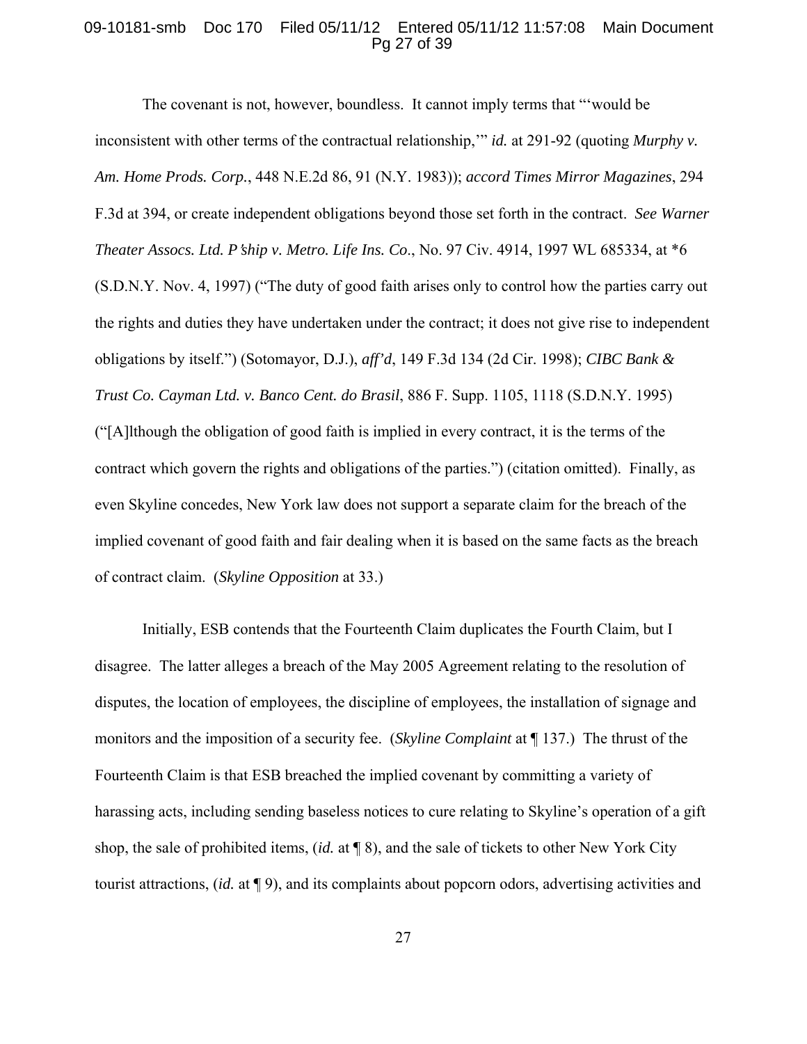The covenant is not, however, boundless. It cannot imply terms that "'would be inconsistent with other terms of the contractual relationship,'" *id.* at 291-92 (quoting *Murphy v. Am. Home Prods. Corp.*, 448 N.E.2d 86, 91 (N.Y. 1983)); *accord Times Mirror Magazines*, 294 F.3d at 394, or create independent obligations beyond those set forth in the contract. *See Warner Theater Assocs. Ltd. P'ship v. Metro. Life Ins. Co.*, No. 97 Civ. 4914, 1997 WL 685334, at *6 (S.D.N.Y. Nov. 4, 1997) ("The duty of good faith arises only to control how the parties carry out the rights and duties they have undertaken under the contract; it does not give rise to independent obligations by itself.") (Sotomayor, D.J.), *aff'd*, 149 F.3d 134 (2d Cir. 1998); *CIBC Bank & Trust Co. Cayman Ltd. v. Banco Cent. do Brasil*, 886 F. Supp. 1105, 1118 (S.D.N.Y. 1995) ("[A]lthough the obligation of good faith is implied in every contract, it is the terms of the contract which govern the rights and obligations of the parties.") (citation omitted). Finally, as even Skyline concedes, New York law does not support a separate claim for the breach of the implied covenant of good faith and fair dealing when it is based on the same facts as the breach of contract claim. (*Skyline Opposition* at 33.)

Initially, ESB contends that the Fourteenth Claim duplicates the Fourth Claim, but I disagree. The latter alleges a breach of the May 2005 Agreement relating to the resolution of disputes, the location of employees, the discipline of employees, the installation of signage and monitors and the imposition of a security fee. (*Skyline Complaint* at ¶ 137.) The thrust of the Fourteenth Claim is that ESB breached the implied covenant by committing a variety of harassing acts, including sending baseless notices to cure relating to Skyline's operation of a gift shop, the sale of prohibited items, (*id.* at ¶ 8), and the sale of tickets to other New York City tourist attractions, (*id.* at ¶ 9), and its complaints about popcorn odors, advertising activities and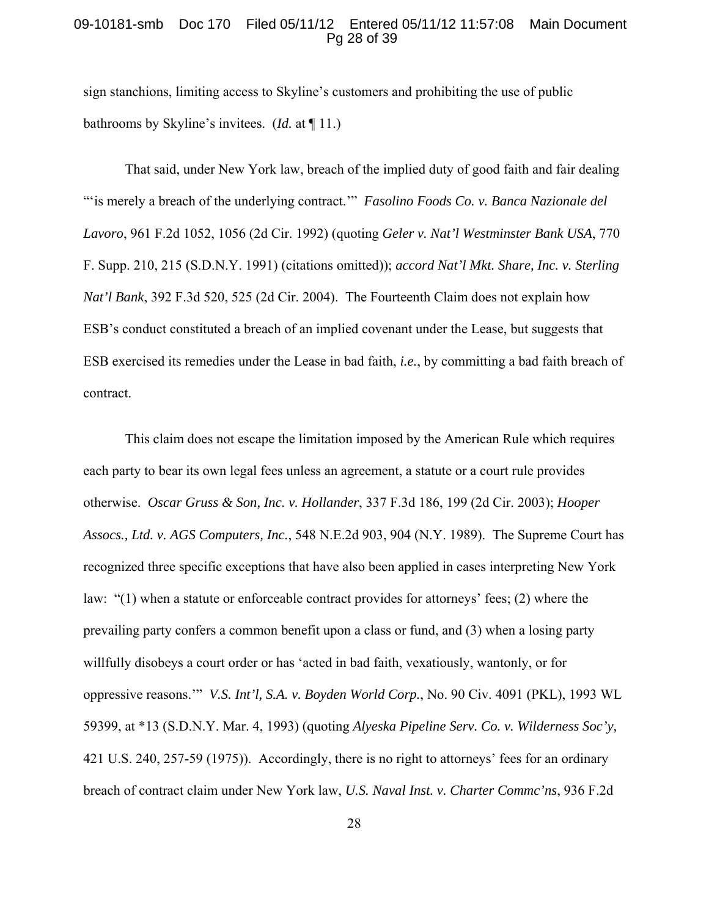sign stanchions, limiting access to Skyline's customers and prohibiting the use of public bathrooms by Skyline's invitees. (*Id.* at ¶ 11.)

That said, under New York law, breach of the implied duty of good faith and fair dealing "'is merely a breach of the underlying contract.'" *Fasolino Foods Co. v. Banca Nazionale del Lavoro*, 961 F.2d 1052, 1056 (2d Cir. 1992) (quoting *Geler v. Nat'l Westminster Bank USA*, 770 F. Supp. 210, 215 (S.D.N.Y. 1991) (citations omitted)); *accord Nat'l Mkt. Share, Inc. v. Sterling Nat'l Bank*, 392 F.3d 520, 525 (2d Cir. 2004). The Fourteenth Claim does not explain how ESB's conduct constituted a breach of an implied covenant under the Lease, but suggests that ESB exercised its remedies under the Lease in bad faith, *i.e.*, by committing a bad faith breach of contract.

This claim does not escape the limitation imposed by the American Rule which requires each party to bear its own legal fees unless an agreement, a statute or a court rule provides otherwise. *Oscar Gruss & Son, Inc. v. Hollander*, 337 F.3d 186, 199 (2d Cir. 2003); *Hooper Assocs., Ltd. v. AGS Computers, Inc.*, 548 N.E.2d 903, 904 (N.Y. 1989). The Supreme Court has recognized three specific exceptions that have also been applied in cases interpreting New York law: "(1) when a statute or enforceable contract provides for attorneys' fees; (2) where the prevailing party confers a common benefit upon a class or fund, and (3) when a losing party willfully disobeys a court order or has 'acted in bad faith, vexatiously, wantonly, or for oppressive reasons.'" *V.S. Int'l, S.A. v. Boyden World Corp.*, No. 90 Civ. 4091 (PKL), 1993 WL 59399, at *13 (S.D.N.Y. Mar. 4, 1993) (quoting *Alyeska Pipeline Serv. Co. v. Wilderness Soc'y,* 421 U.S. 240, 257-59 (1975)). Accordingly, there is no right to attorneys' fees for an ordinary breach of contract claim under New York law, *U.S. Naval Inst. v. Charter Commc'ns*, 936 F.2d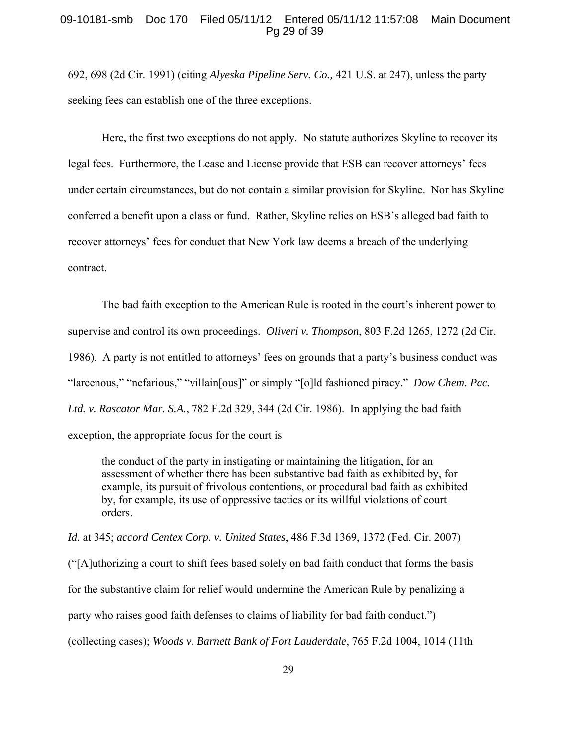692, 698 (2d Cir. 1991) (citing *Alyeska Pipeline Serv. Co.,* 421 U.S. at 247), unless the party seeking fees can establish one of the three exceptions.

Here, the first two exceptions do not apply. No statute authorizes Skyline to recover its legal fees. Furthermore, the Lease and License provide that ESB can recover attorneys' fees under certain circumstances, but do not contain a similar provision for Skyline. Nor has Skyline conferred a benefit upon a class or fund. Rather, Skyline relies on ESB's alleged bad faith to recover attorneys' fees for conduct that New York law deems a breach of the underlying contract.

The bad faith exception to the American Rule is rooted in the court's inherent power to supervise and control its own proceedings. *Oliveri v. Thompson*, 803 F.2d 1265, 1272 (2d Cir. 1986). A party is not entitled to attorneys' fees on grounds that a party's business conduct was "larcenous," "nefarious," "villain[ous]" or simply "[o]ld fashioned piracy." *Dow Chem. Pac. Ltd. v. Rascator Mar. S.A.*, 782 F.2d 329, 344 (2d Cir. 1986). In applying the bad faith exception, the appropriate focus for the court is

> the conduct of the party in instigating or maintaining the litigation, for an assessment of whether there has been substantive bad faith as exhibited by, for example, its pursuit of frivolous contentions, or procedural bad faith as exhibited by, for example, its use of oppressive tactics or its willful violations of court orders.

*Id.* at 345; *accord Centex Corp. v. United States*, 486 F.3d 1369, 1372 (Fed. Cir. 2007) ("[A]uthorizing a court to shift fees based solely on bad faith conduct that forms the basis for the substantive claim for relief would undermine the American Rule by penalizing a party who raises good faith defenses to claims of liability for bad faith conduct.") (collecting cases); *Woods v. Barnett Bank of Fort Lauderdale*, 765 F.2d 1004, 1014 (11th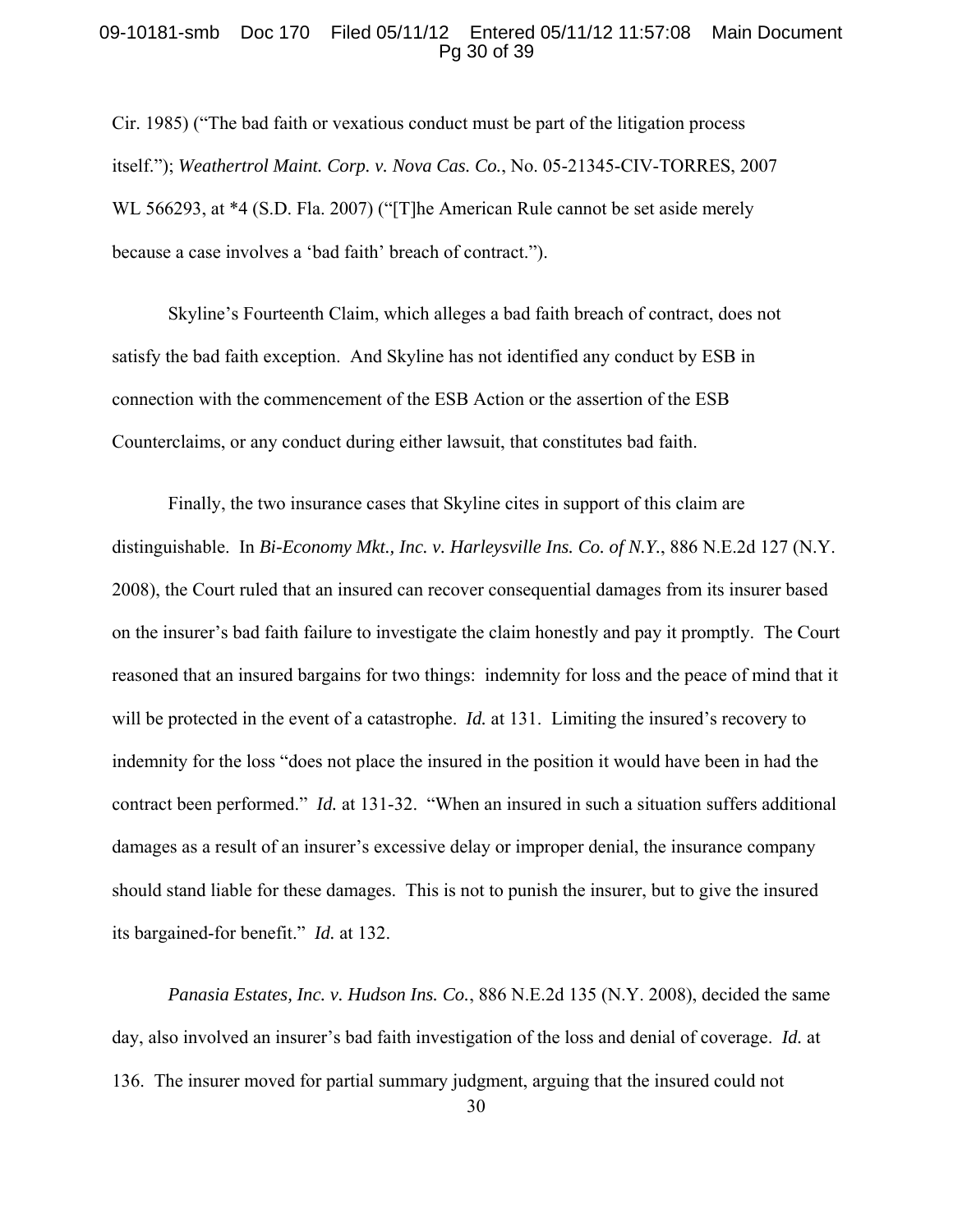Cir. 1985) ("The bad faith or vexatious conduct must be part of the litigation process itself."); *Weathertrol Maint. Corp. v. Nova Cas. Co.*, No. 05-21345-CIV-TORRES, 2007 WL 566293, at *4 (S.D. Fla. 2007) ("[T]he American Rule cannot be set aside merely because a case involves a 'bad faith' breach of contract.").

Skyline's Fourteenth Claim, which alleges a bad faith breach of contract, does not satisfy the bad faith exception. And Skyline has not identified any conduct by ESB in connection with the commencement of the ESB Action or the assertion of the ESB Counterclaims, or any conduct during either lawsuit, that constitutes bad faith.

Finally, the two insurance cases that Skyline cites in support of this claim are distinguishable. In *Bi-Economy Mkt., Inc. v. Harleysville Ins. Co. of N.Y.*, 886 N.E.2d 127 (N.Y. 2008), the Court ruled that an insured can recover consequential damages from its insurer based on the insurer's bad faith failure to investigate the claim honestly and pay it promptly. The Court reasoned that an insured bargains for two things: indemnity for loss and the peace of mind that it will be protected in the event of a catastrophe. *Id.* at 131. Limiting the insured's recovery to indemnity for the loss "does not place the insured in the position it would have been in had the contract been performed." *Id.* at 131-32. "When an insured in such a situation suffers additional damages as a result of an insurer's excessive delay or improper denial, the insurance company should stand liable for these damages. This is not to punish the insurer, but to give the insured its bargained-for benefit." *Id.* at 132.

*Panasia Estates, Inc. v. Hudson Ins. Co.*, 886 N.E.2d 135 (N.Y. 2008), decided the same day, also involved an insurer's bad faith investigation of the loss and denial of coverage. *Id.* at 136. The insurer moved for partial summary judgment, arguing that the insured could not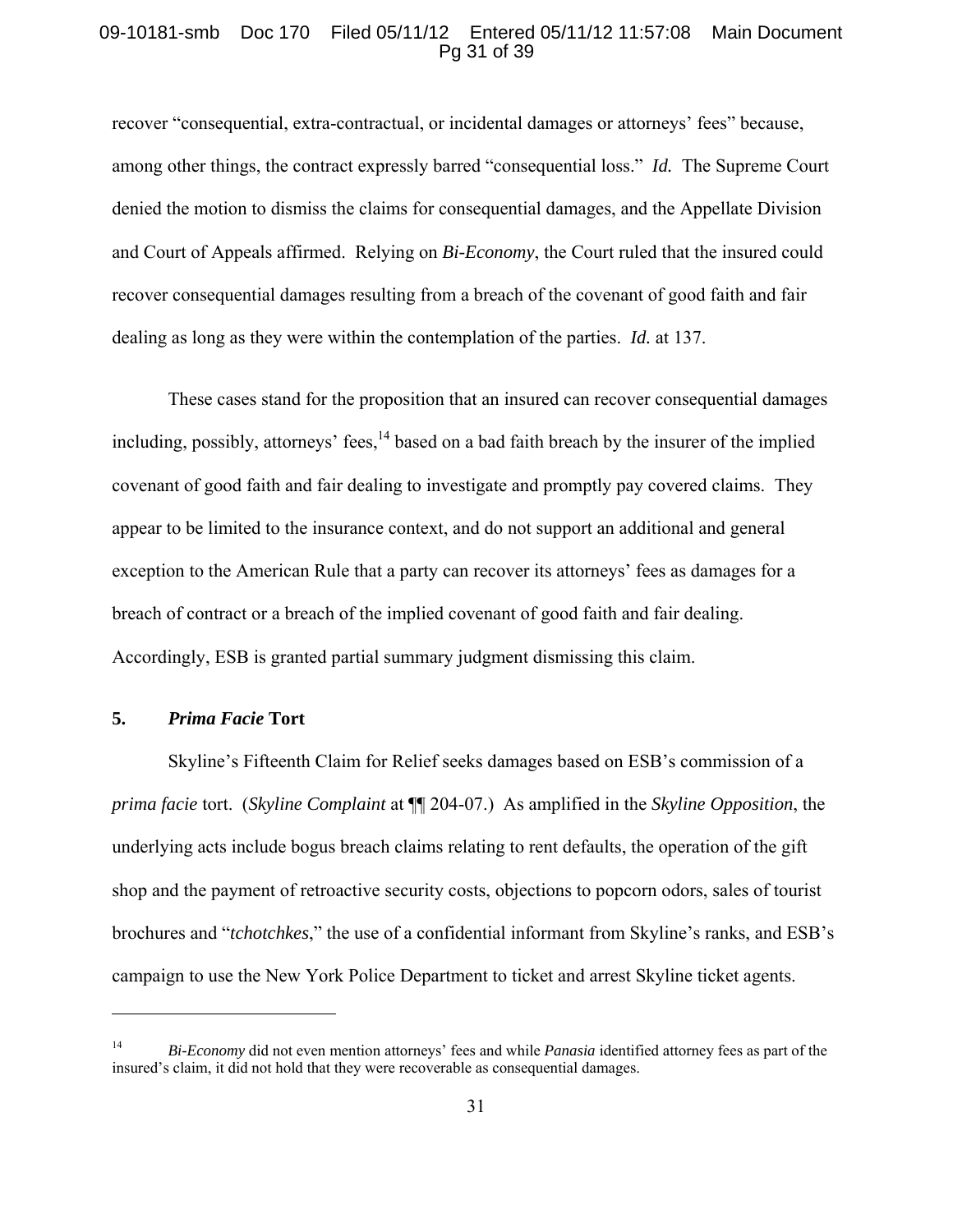recover "consequential, extra-contractual, or incidental damages or attorneys' fees" because, among other things, the contract expressly barred "consequential loss." *Id.* The Supreme Court denied the motion to dismiss the claims for consequential damages, and the Appellate Division and Court of Appeals affirmed. Relying on *Bi-Economy*, the Court ruled that the insured could recover consequential damages resulting from a breach of the covenant of good faith and fair dealing as long as they were within the contemplation of the parties. *Id.* at 137.

These cases stand for the proposition that an insured can recover consequential damages including, possibly, attorneys' fees,[14] based on a bad faith breach by the insurer of the implied covenant of good faith and fair dealing to investigate and promptly pay covered claims. They appear to be limited to the insurance context, and do not support an additional and general exception to the American Rule that a party can recover its attorneys' fees as damages for a breach of contract or a breach of the implied covenant of good faith and fair dealing. Accordingly, ESB is granted partial summary judgment dismissing this claim.

### 5. *Prima Facie* Tort

Skyline's Fifteenth Claim for Relief seeks damages based on ESB's commission of a *prima facie* tort. (*Skyline Complaint* at ¶¶ 204-07.) As amplified in the *Skyline Opposition*, the underlying acts include bogus breach claims relating to rent defaults, the operation of the gift shop and the payment of retroactive security costs, objections to popcorn odors, sales of tourist brochures and "*tchotchkes*," the use of a confidential informant from Skyline's ranks, and ESB's campaign to use the New York Police Department to ticket and arrest Skyline ticket agents.

---

[14] *Bi-Economy* did not even mention attorneys' fees and while *Panasia* identified attorney fees as part of the insured's claim, it did not hold that they were recoverable as consequential damages.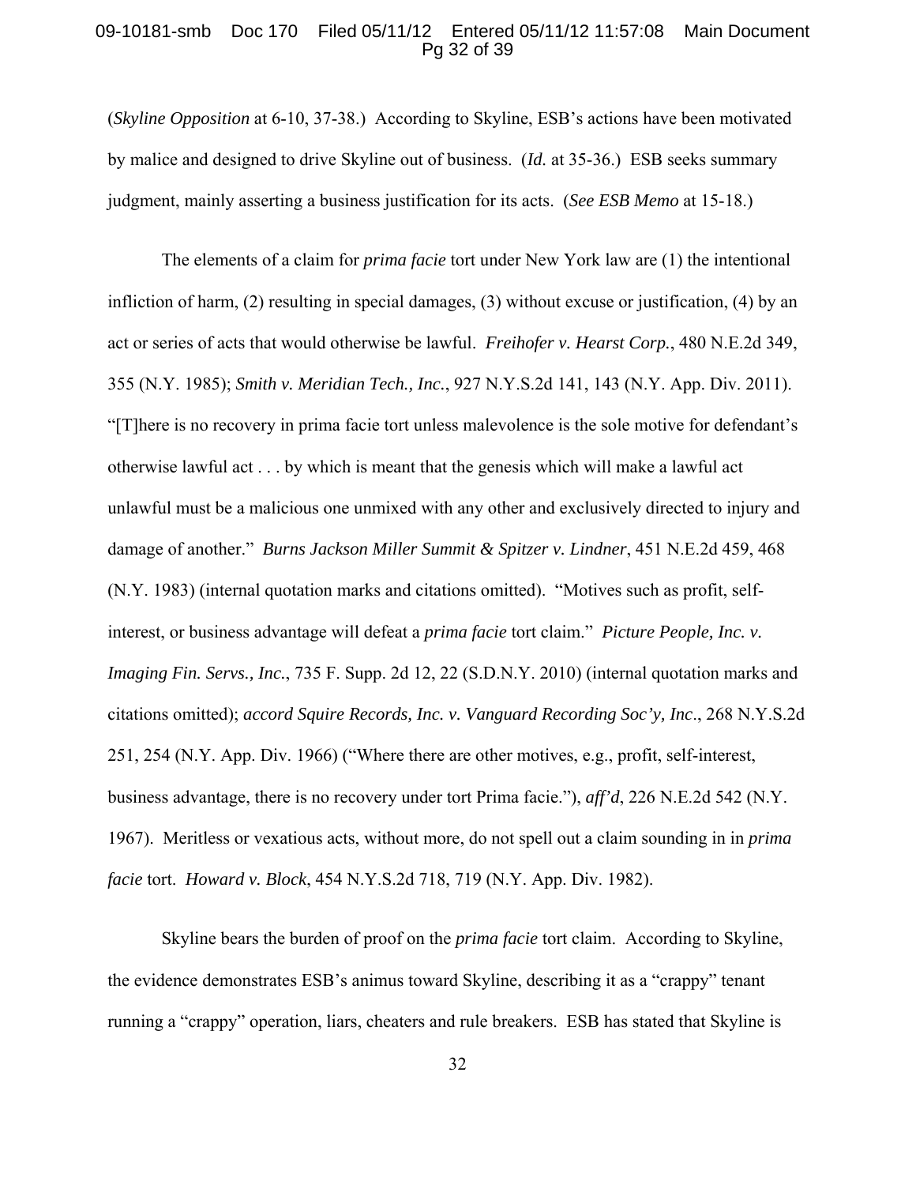(*Skyline Opposition* at 6-10, 37-38.) According to Skyline, ESB's actions have been motivated by malice and designed to drive Skyline out of business. (*Id.* at 35-36.) ESB seeks summary judgment, mainly asserting a business justification for its acts. (*See ESB Memo* at 15-18.)

The elements of a claim for *prima facie* tort under New York law are (1) the intentional infliction of harm, (2) resulting in special damages, (3) without excuse or justification, (4) by an act or series of acts that would otherwise be lawful. *Freihofer v. Hearst Corp.*, 480 N.E.2d 349, 355 (N.Y. 1985); *Smith v. Meridian Tech., Inc.*, 927 N.Y.S.2d 141, 143 (N.Y. App. Div. 2011). "[T]here is no recovery in prima facie tort unless malevolence is the sole motive for defendant's otherwise lawful act . . . by which is meant that the genesis which will make a lawful act unlawful must be a malicious one unmixed with any other and exclusively directed to injury and damage of another." *Burns Jackson Miller Summit & Spitzer v. Lindner*, 451 N.E.2d 459, 468 (N.Y. 1983) (internal quotation marks and citations omitted). "Motives such as profit, self-interest, or business advantage will defeat a *prima facie* tort claim." *Picture People, Inc. v. Imaging Fin. Servs., Inc.*, 735 F. Supp. 2d 12, 22 (S.D.N.Y. 2010) (internal quotation marks and citations omitted); *accord Squire Records, Inc. v. Vanguard Recording Soc'y, Inc*., 268 N.Y.S.2d 251, 254 (N.Y. App. Div. 1966) ("Where there are other motives, e.g., profit, self-interest, business advantage, there is no recovery under tort Prima facie."), *aff'd*, 226 N.E.2d 542 (N.Y. 1967). Meritless or vexatious acts, without more, do not spell out a claim sounding in in *prima facie* tort. *Howard v. Block*, 454 N.Y.S.2d 718, 719 (N.Y. App. Div. 1982).

Skyline bears the burden of proof on the *prima facie* tort claim. According to Skyline, the evidence demonstrates ESB's animus toward Skyline, describing it as a "crappy" tenant running a "crappy" operation, liars, cheaters and rule breakers. ESB has stated that Skyline is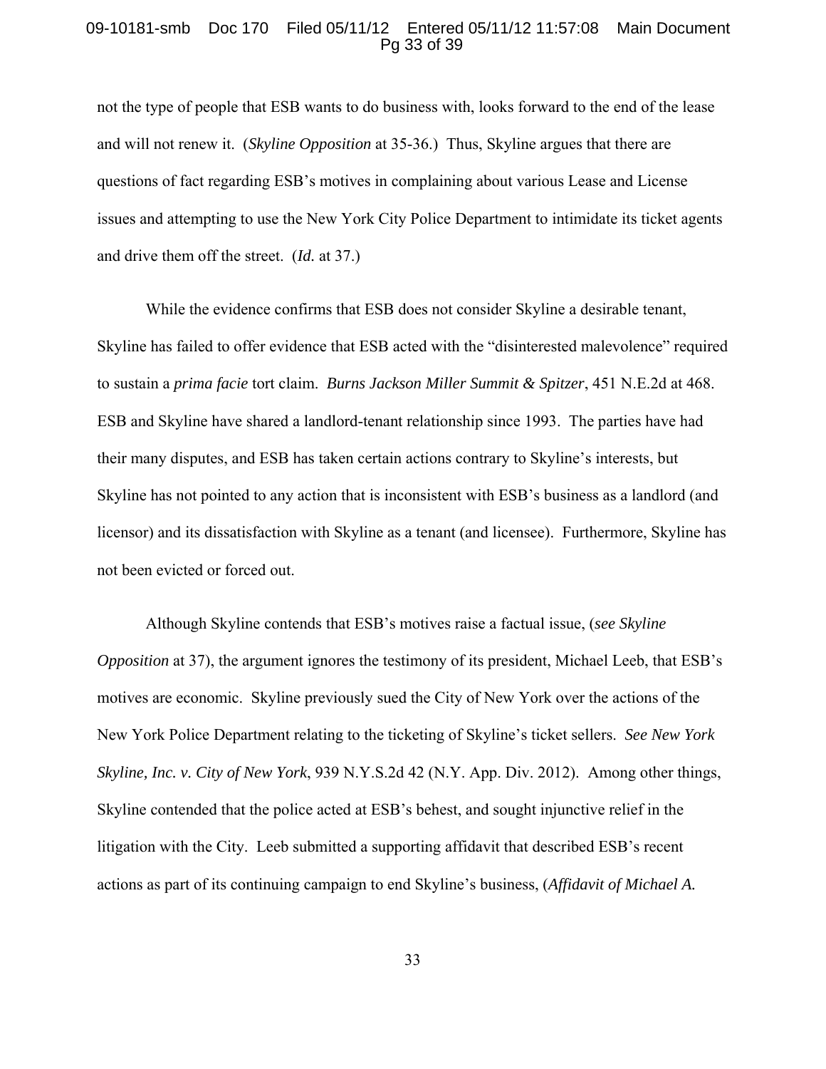not the type of people that ESB wants to do business with, looks forward to the end of the lease and will not renew it. (*Skyline Opposition* at 35-36.) Thus, Skyline argues that there are questions of fact regarding ESB's motives in complaining about various Lease and License issues and attempting to use the New York City Police Department to intimidate its ticket agents and drive them off the street. (*Id.* at 37.)

While the evidence confirms that ESB does not consider Skyline a desirable tenant, Skyline has failed to offer evidence that ESB acted with the "disinterested malevolence" required to sustain a *prima facie* tort claim. *Burns Jackson Miller Summit & Spitzer*, 451 N.E.2d at 468. ESB and Skyline have shared a landlord-tenant relationship since 1993. The parties have had their many disputes, and ESB has taken certain actions contrary to Skyline's interests, but Skyline has not pointed to any action that is inconsistent with ESB's business as a landlord (and licensor) and its dissatisfaction with Skyline as a tenant (and licensee). Furthermore, Skyline has not been evicted or forced out.

Although Skyline contends that ESB's motives raise a factual issue, (*see Skyline Opposition* at 37), the argument ignores the testimony of its president, Michael Leeb, that ESB's motives are economic. Skyline previously sued the City of New York over the actions of the New York Police Department relating to the ticketing of Skyline's ticket sellers. *See New York Skyline, Inc. v. City of New York*, 939 N.Y.S.2d 42 (N.Y. App. Div. 2012). Among other things, Skyline contended that the police acted at ESB's behest, and sought injunctive relief in the litigation with the City. Leeb submitted a supporting affidavit that described ESB's recent actions as part of its continuing campaign to end Skyline's business, (*Affidavit of Michael A.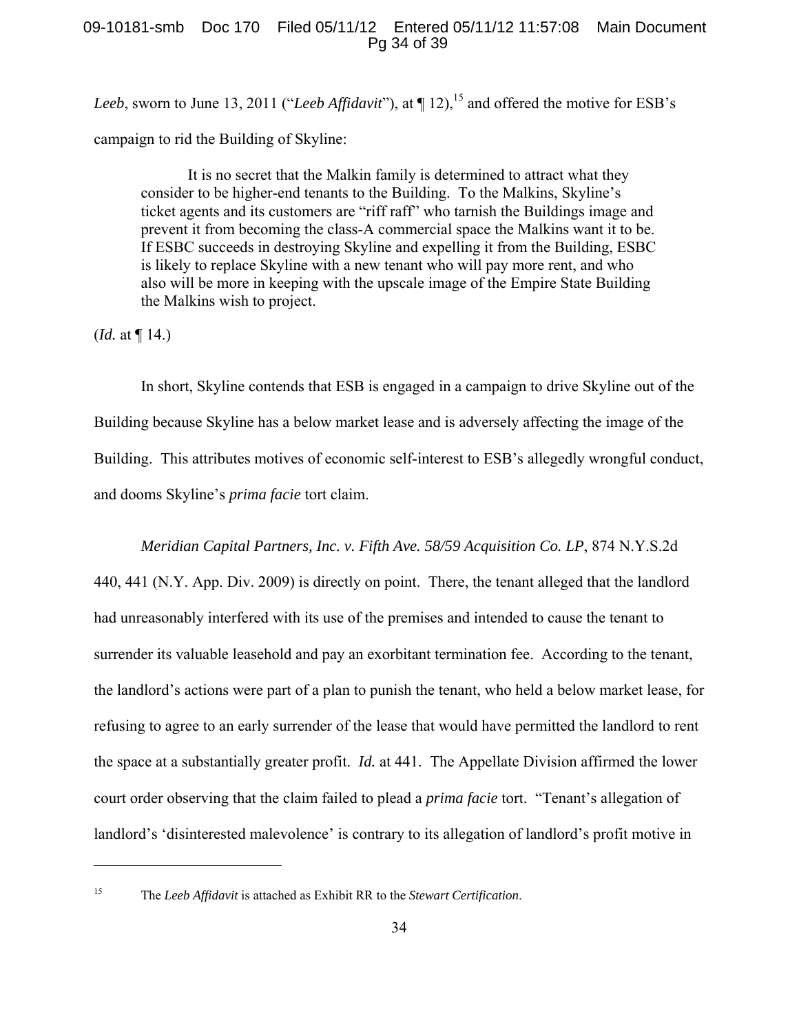*Leeb*, sworn to June 13, 2011 ("*Leeb Affidavit*"), at ¶ 12),[15] and offered the motive for ESB's campaign to rid the Building of Skyline:

> It is no secret that the Malkin family is determined to attract what they consider to be higher-end tenants to the Building. To the Malkins, Skyline's ticket agents and its customers are "riff raff" who tarnish the Buildings image and prevent it from becoming the class-A commercial space the Malkins want it to be. If ESBC succeeds in destroying Skyline and expelling it from the Building, ESBC is likely to replace Skyline with a new tenant who will pay more rent, and who also will be more in keeping with the upscale image of the Empire State Building the Malkins wish to project.

(*Id.* at ¶ 14.)

In short, Skyline contends that ESB is engaged in a campaign to drive Skyline out of the Building because Skyline has a below market lease and is adversely affecting the image of the Building. This attributes motives of economic self-interest to ESB's allegedly wrongful conduct, and dooms Skyline's *prima facie* tort claim.

*Meridian Capital Partners, Inc. v. Fifth Ave. 58/59 Acquisition Co. LP*, 874 N.Y.S.2d 440, 441 (N.Y. App. Div. 2009) is directly on point. There, the tenant alleged that the landlord had unreasonably interfered with its use of the premises and intended to cause the tenant to surrender its valuable leasehold and pay an exorbitant termination fee. According to the tenant, the landlord's actions were part of a plan to punish the tenant, who held a below market lease, for refusing to agree to an early surrender of the lease that would have permitted the landlord to rent the space at a substantially greater profit. *Id.* at 441. The Appellate Division affirmed the lower court order observing that the claim failed to plead a *prima facie* tort. "Tenant's allegation of landlord's 'disinterested malevolence' is contrary to its allegation of landlord's profit motive in

---

[15] The *Leeb Affidavit* is attached as Exhibit RR to the *Stewart Certification*.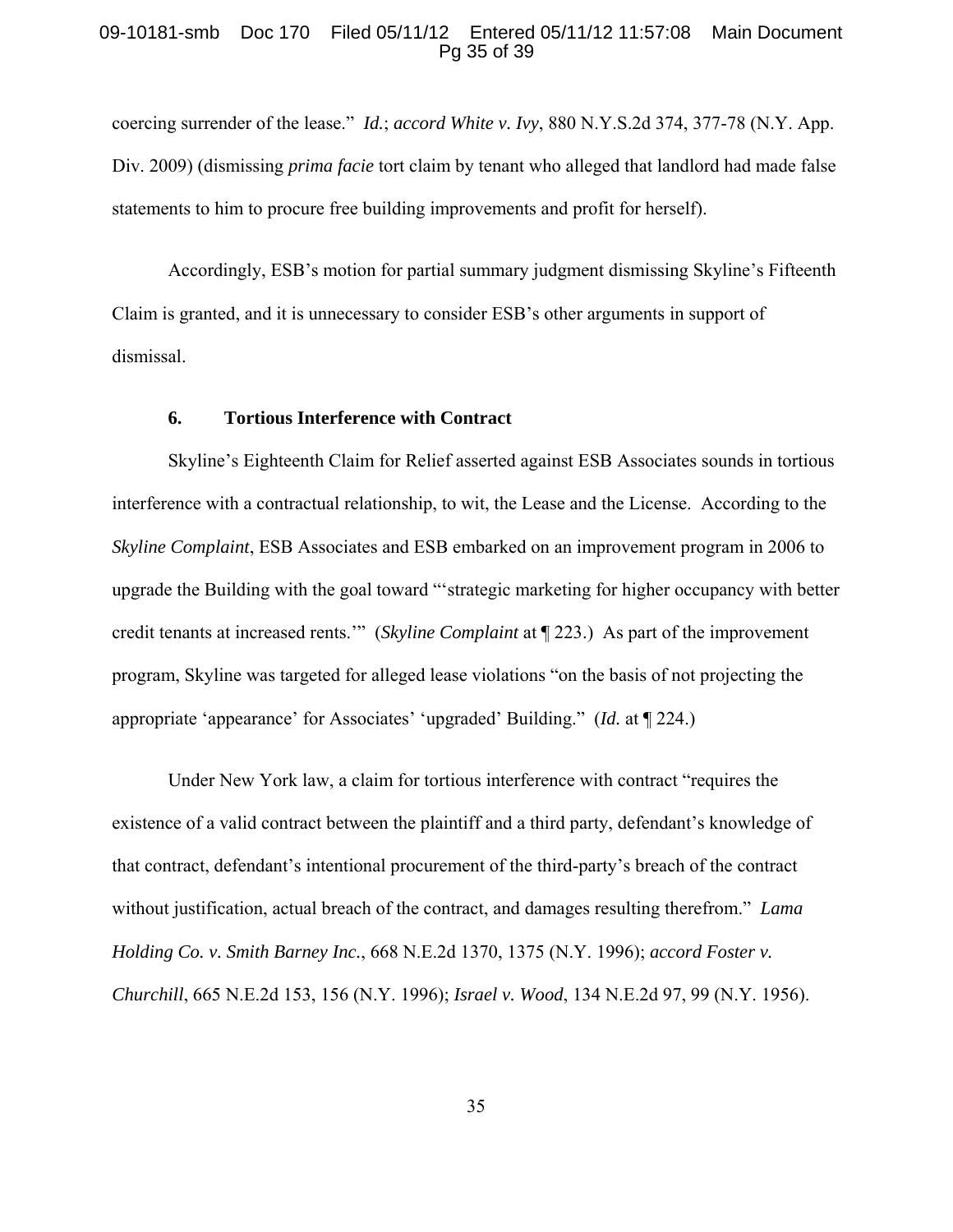coercing surrender of the lease." *Id.*; *accord White v. Ivy*, 880 N.Y.S.2d 374, 377-78 (N.Y. App. Div. 2009) (dismissing *prima facie* tort claim by tenant who alleged that landlord had made false statements to him to procure free building improvements and profit for herself).

Accordingly, ESB's motion for partial summary judgment dismissing Skyline's Fifteenth Claim is granted, and it is unnecessary to consider ESB's other arguments in support of dismissal.

**6. Tortious Interference with Contract**

Skyline's Eighteenth Claim for Relief asserted against ESB Associates sounds in tortious interference with a contractual relationship, to wit, the Lease and the License. According to the *Skyline Complaint*, ESB Associates and ESB embarked on an improvement program in 2006 to upgrade the Building with the goal toward "'strategic marketing for higher occupancy with better credit tenants at increased rents.'" (*Skyline Complaint* at ¶ 223.) As part of the improvement program, Skyline was targeted for alleged lease violations "on the basis of not projecting the appropriate 'appearance' for Associates' 'upgraded' Building." (*Id.* at ¶ 224.)

Under New York law, a claim for tortious interference with contract "requires the existence of a valid contract between the plaintiff and a third party, defendant's knowledge of that contract, defendant's intentional procurement of the third-party's breach of the contract without justification, actual breach of the contract, and damages resulting therefrom." *Lama Holding Co. v. Smith Barney Inc.*, 668 N.E.2d 1370, 1375 (N.Y. 1996); *accord Foster v. Churchill*, 665 N.E.2d 153, 156 (N.Y. 1996); *Israel v. Wood*, 134 N.E.2d 97, 99 (N.Y. 1956).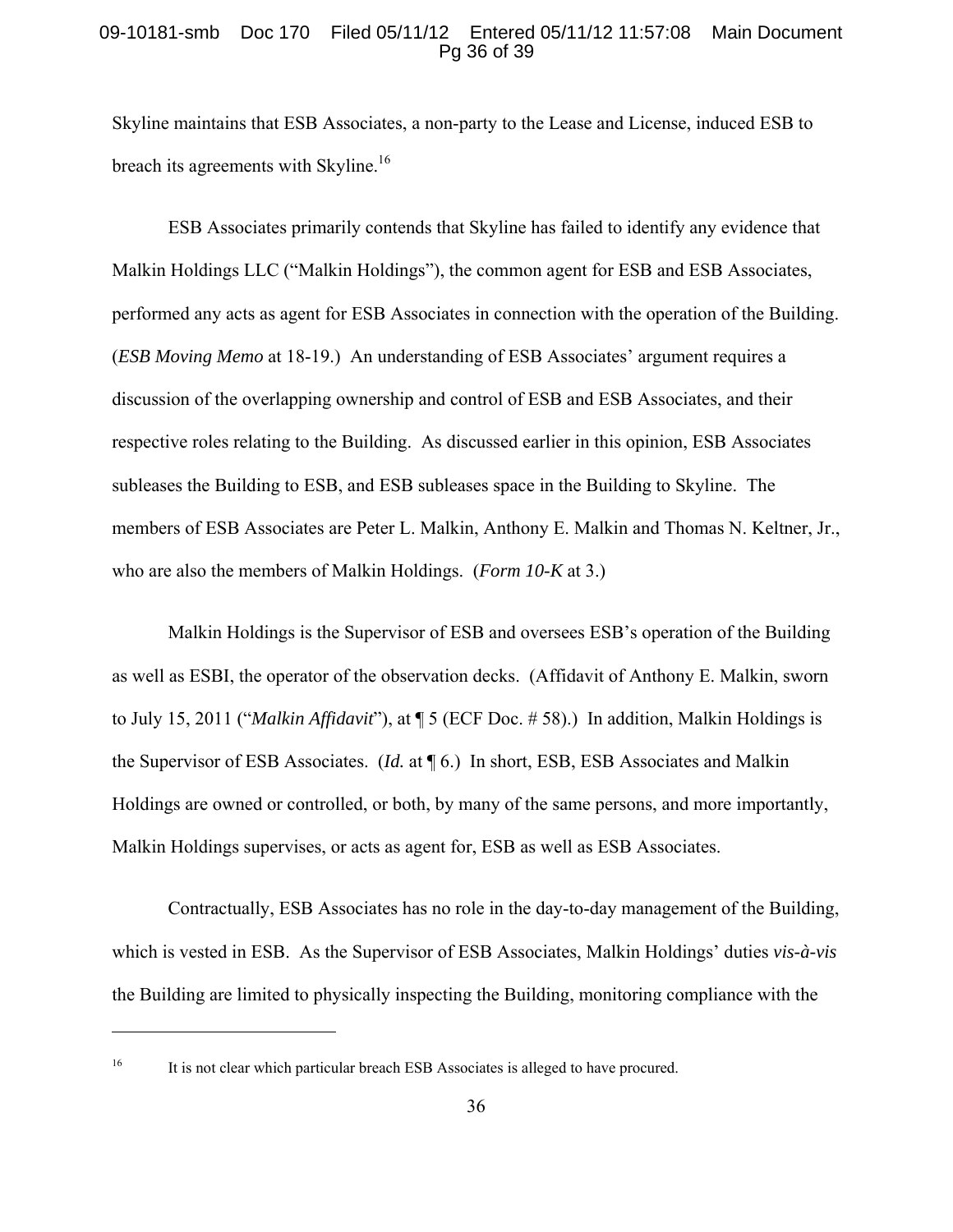Skyline maintains that ESB Associates, a non-party to the Lease and License, induced ESB to breach its agreements with Skyline.[16]

ESB Associates primarily contends that Skyline has failed to identify any evidence that Malkin Holdings LLC ("Malkin Holdings"), the common agent for ESB and ESB Associates, performed any acts as agent for ESB Associates in connection with the operation of the Building. (*ESB Moving Memo* at 18-19.) An understanding of ESB Associates' argument requires a discussion of the overlapping ownership and control of ESB and ESB Associates, and their respective roles relating to the Building. As discussed earlier in this opinion, ESB Associates subleases the Building to ESB, and ESB subleases space in the Building to Skyline. The members of ESB Associates are Peter L. Malkin, Anthony E. Malkin and Thomas N. Keltner, Jr., who are also the members of Malkin Holdings. (*Form 10-K* at 3.)

Malkin Holdings is the Supervisor of ESB and oversees ESB's operation of the Building as well as ESBI, the operator of the observation decks. (Affidavit of Anthony E. Malkin, sworn to July 15, 2011 ("*Malkin Affidavit*"), at ¶ 5 (ECF Doc. # 58).) In addition, Malkin Holdings is the Supervisor of ESB Associates. (*Id.* at ¶ 6.) In short, ESB, ESB Associates and Malkin Holdings are owned or controlled, or both, by many of the same persons, and more importantly, Malkin Holdings supervises, or acts as agent for, ESB as well as ESB Associates.

Contractually, ESB Associates has no role in the day-to-day management of the Building, which is vested in ESB. As the Supervisor of ESB Associates, Malkin Holdings' duties *vis-à-vis* the Building are limited to physically inspecting the Building, monitoring compliance with the

---

[16] It is not clear which particular breach ESB Associates is alleged to have procured.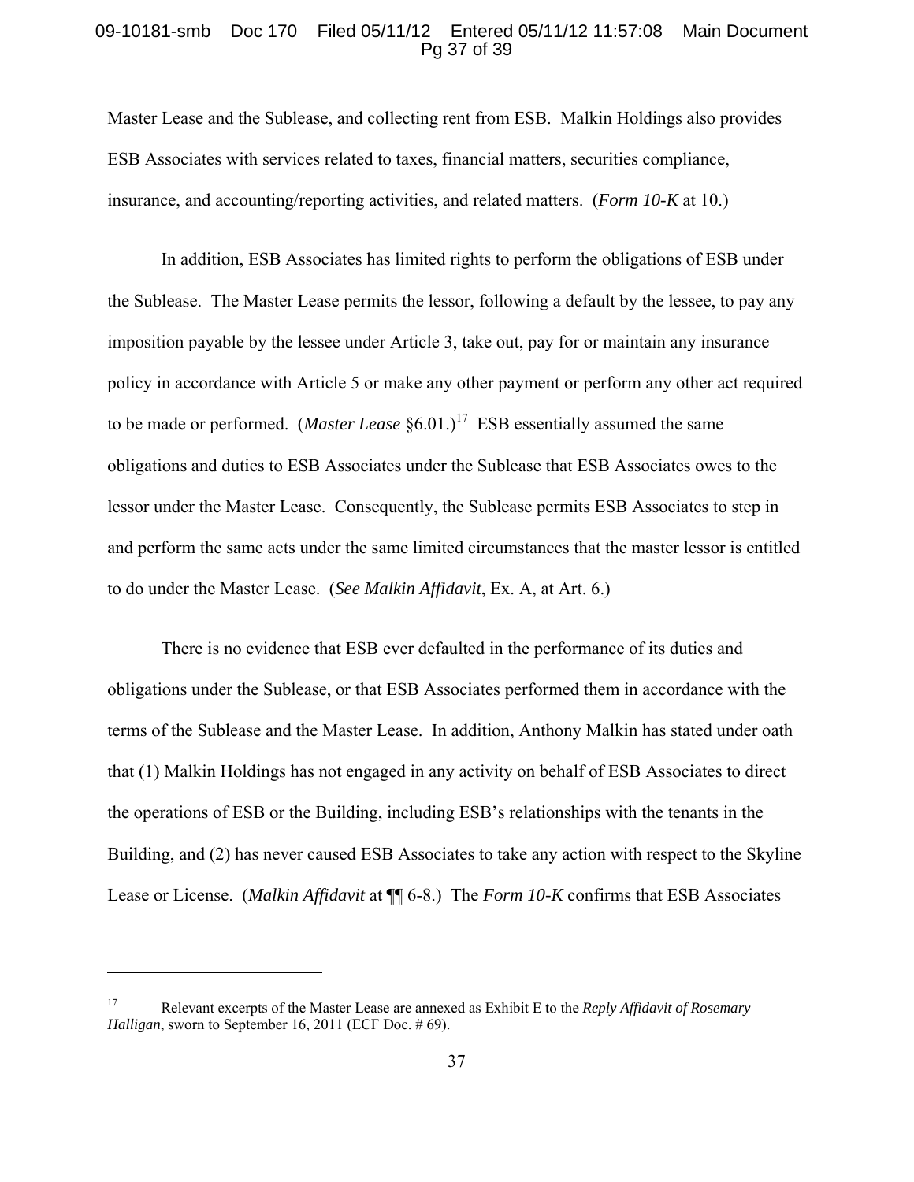Master Lease and the Sublease, and collecting rent from ESB. Malkin Holdings also provides ESB Associates with services related to taxes, financial matters, securities compliance, insurance, and accounting/reporting activities, and related matters. (*Form 10-K* at 10.)

In addition, ESB Associates has limited rights to perform the obligations of ESB under the Sublease. The Master Lease permits the lessor, following a default by the lessee, to pay any imposition payable by the lessee under Article 3, take out, pay for or maintain any insurance policy in accordance with Article 5 or make any other payment or perform any other act required to be made or performed. (*Master Lease* §6.01.)[17] ESB essentially assumed the same obligations and duties to ESB Associates under the Sublease that ESB Associates owes to the lessor under the Master Lease. Consequently, the Sublease permits ESB Associates to step in and perform the same acts under the same limited circumstances that the master lessor is entitled to do under the Master Lease. (*See Malkin Affidavit*, Ex. A, at Art. 6.)

There is no evidence that ESB ever defaulted in the performance of its duties and obligations under the Sublease, or that ESB Associates performed them in accordance with the terms of the Sublease and the Master Lease. In addition, Anthony Malkin has stated under oath that (1) Malkin Holdings has not engaged in any activity on behalf of ESB Associates to direct the operations of ESB or the Building, including ESB's relationships with the tenants in the Building, and (2) has never caused ESB Associates to take any action with respect to the Skyline Lease or License. (*Malkin Affidavit* at ¶¶ 6-8.) The *Form 10-K* confirms that ESB Associates

---

[17] Relevant excerpts of the Master Lease are annexed as Exhibit E to the *Reply Affidavit of Rosemary Halligan*, sworn to September 16, 2011 (ECF Doc. # 69).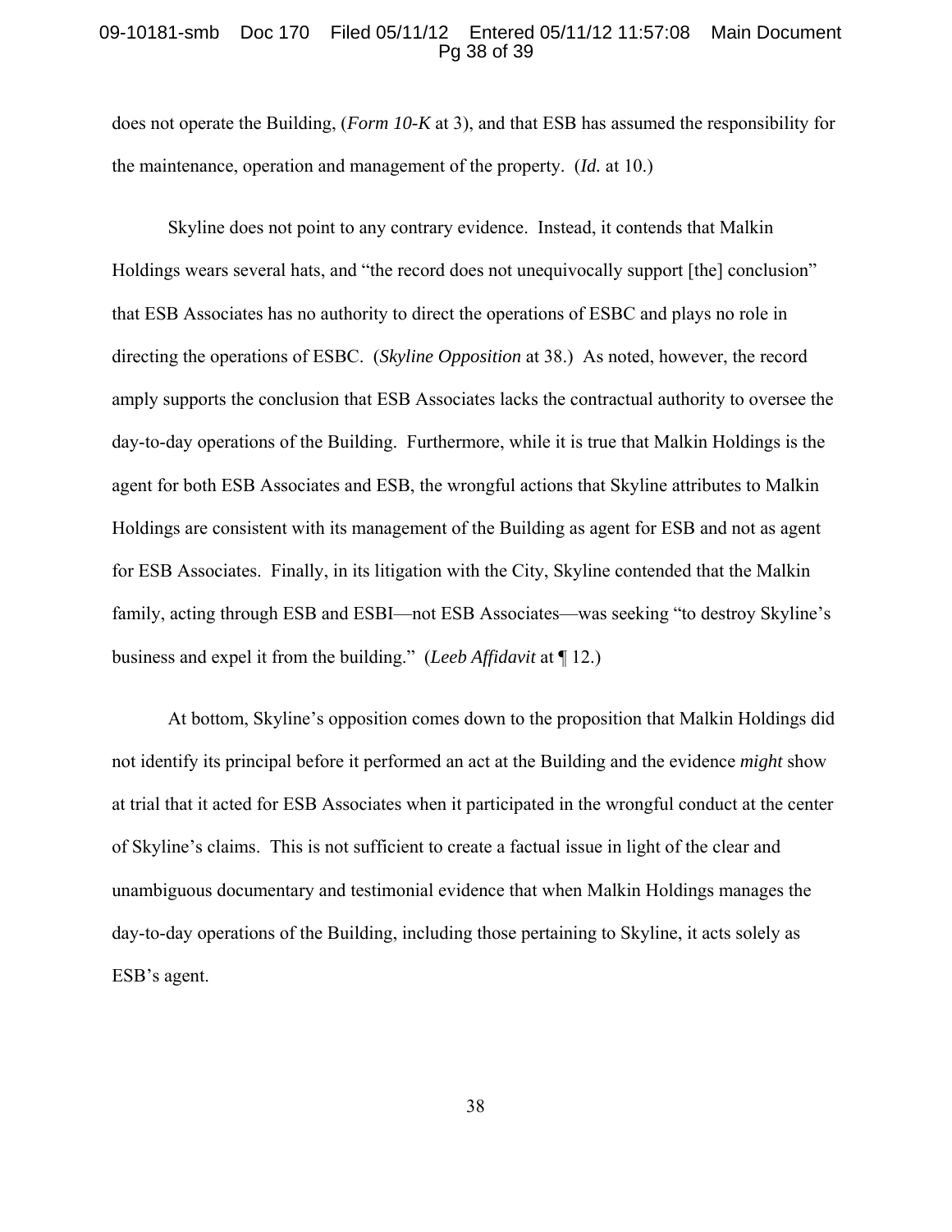does not operate the Building, (*Form 10-K* at 3), and that ESB has assumed the responsibility for the maintenance, operation and management of the property. (*Id.* at 10.)

Skyline does not point to any contrary evidence. Instead, it contends that Malkin Holdings wears several hats, and "the record does not unequivocally support [the] conclusion" that ESB Associates has no authority to direct the operations of ESBC and plays no role in directing the operations of ESBC. (*Skyline Opposition* at 38.) As noted, however, the record amply supports the conclusion that ESB Associates lacks the contractual authority to oversee the day-to-day operations of the Building. Furthermore, while it is true that Malkin Holdings is the agent for both ESB Associates and ESB, the wrongful actions that Skyline attributes to Malkin Holdings are consistent with its management of the Building as agent for ESB and not as agent for ESB Associates. Finally, in its litigation with the City, Skyline contended that the Malkin family, acting through ESB and ESBI—not ESB Associates—was seeking "to destroy Skyline's business and expel it from the building." (*Leeb Affidavit* at ¶ 12.)

At bottom, Skyline's opposition comes down to the proposition that Malkin Holdings did not identify its principal before it performed an act at the Building and the evidence *might* show at trial that it acted for ESB Associates when it participated in the wrongful conduct at the center of Skyline's claims. This is not sufficient to create a factual issue in light of the clear and unambiguous documentary and testimonial evidence that when Malkin Holdings manages the day-to-day operations of the Building, including those pertaining to Skyline, it acts solely as ESB's agent.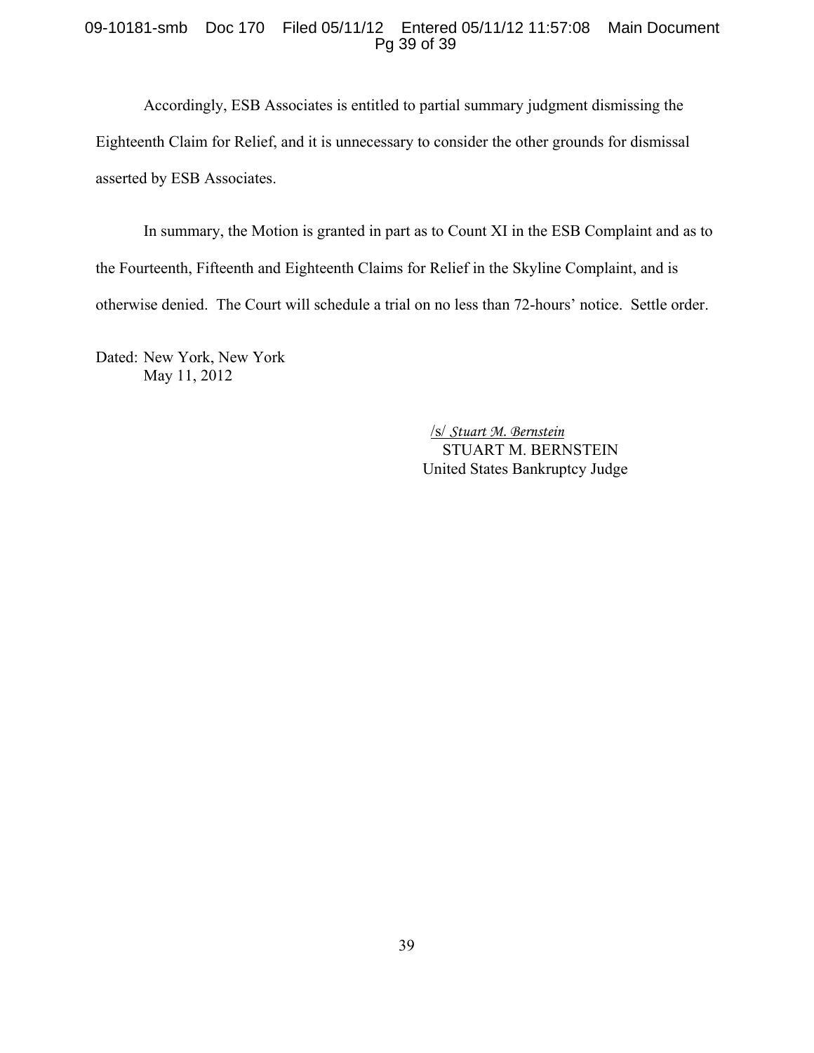Accordingly, ESB Associates is entitled to partial summary judgment dismissing the Eighteenth Claim for Relief, and it is unnecessary to consider the other grounds for dismissal asserted by ESB Associates.

In summary, the Motion is granted in part as to Count XI in the ESB Complaint and as to the Fourteenth, Fifteenth and Eighteenth Claims for Relief in the Skyline Complaint, and is otherwise denied. The Court will schedule a trial on no less than 72-hours' notice. Settle order.

Dated: New York, New York
May 11, 2012

/s/ *Stuart M. Bernstein*
STUART M. BERNSTEIN
United States Bankruptcy Judge